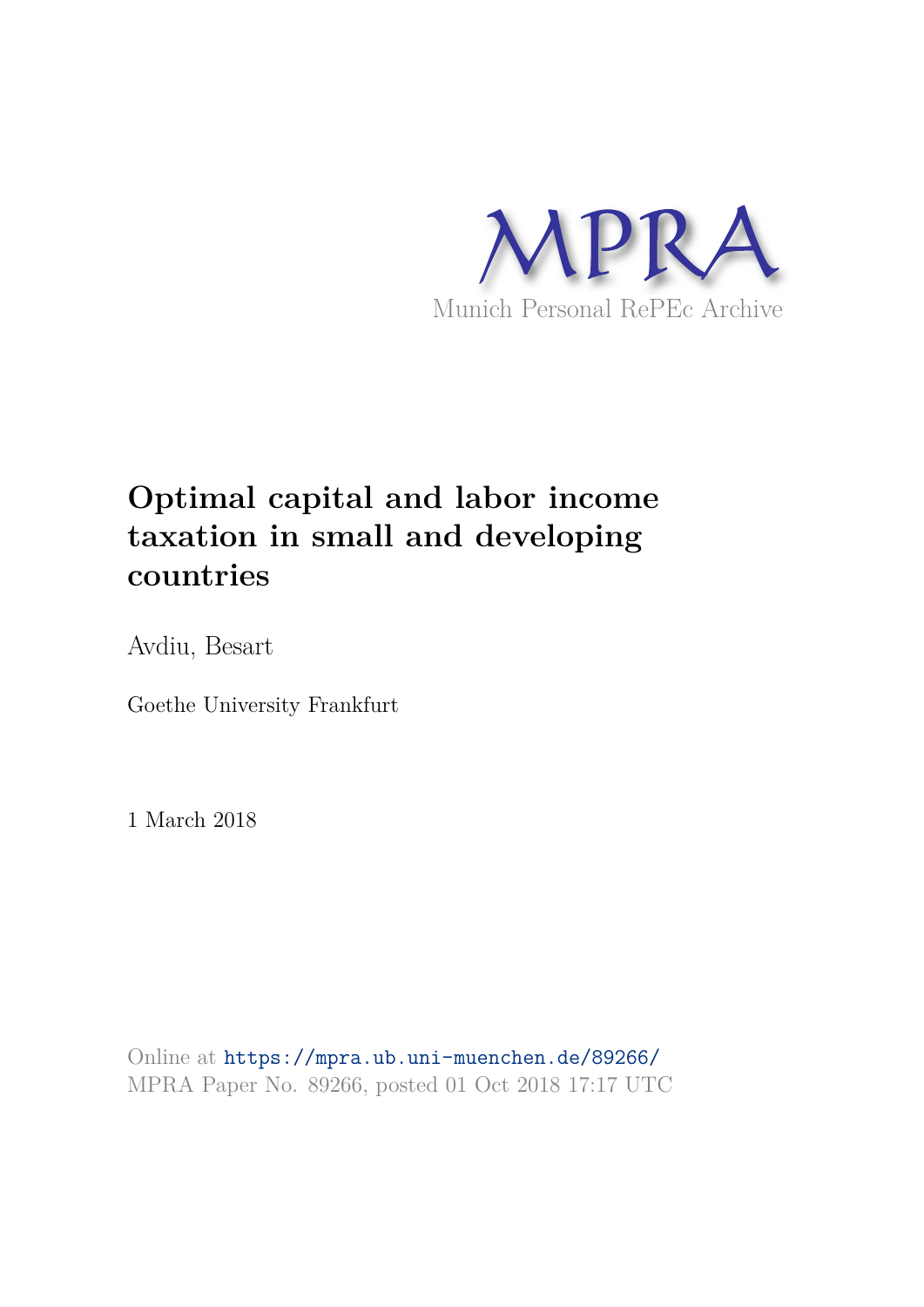MPRA

Munich Personal RePEc Archive

# Optimal capital and labor income taxation in small and developing countries

Avdiu, Besart

Goethe University Frankfurt

1 March 2018

Online at https://mpra.ub.uni-muenchen.de/89266/
MPRA Paper No. 89266, posted 01 Oct 2018 17:17 UTC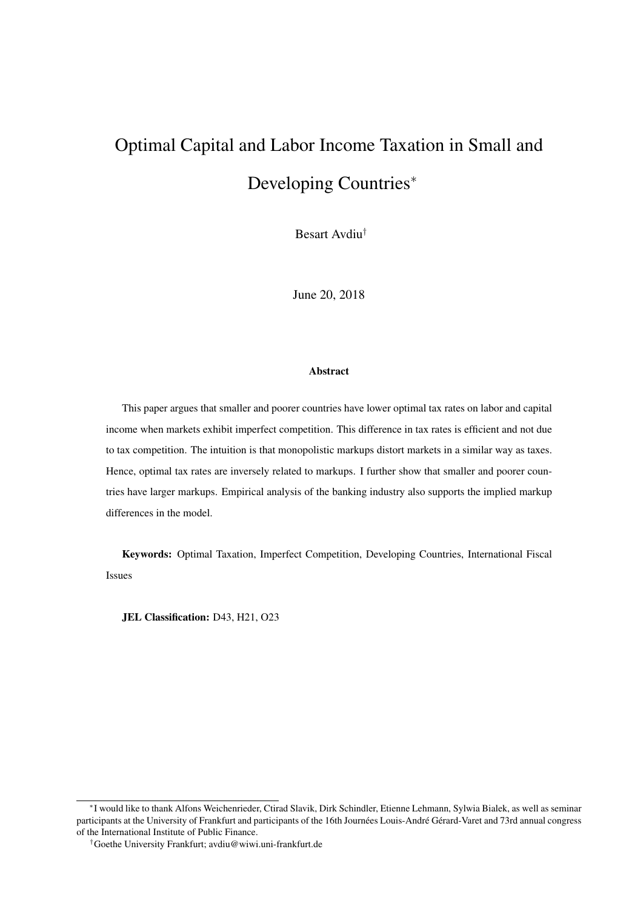# Optimal Capital and Labor Income Taxation in Small and Developing Countries[*]

Besart Avdiu[†]

June 20, 2018

### Abstract

This paper argues that smaller and poorer countries have lower optimal tax rates on labor and capital income when markets exhibit imperfect competition. This difference in tax rates is efficient and not due to tax competition. The intuition is that monopolistic markups distort markets in a similar way as taxes. Hence, optimal tax rates are inversely related to markups. I further show that smaller and poorer countries have larger markups. Empirical analysis of the banking industry also supports the implied markup differences in the model.

**Keywords:** Optimal Taxation, Imperfect Competition, Developing Countries, International Fiscal Issues

**JEL Classification:** D43, H21, O23

---

[*] I would like to thank Alfons Weichenrieder, Ctirad Slavik, Dirk Schindler, Etienne Lehmann, Sylwia Bialek, as well as seminar participants at the University of Frankfurt and participants of the 16th Journées Louis-André Gérard-Varet and 73rd annual congress of the International Institute of Public Finance.

[†] Goethe University Frankfurt; avdiu@wiwi.uni-frankfurt.de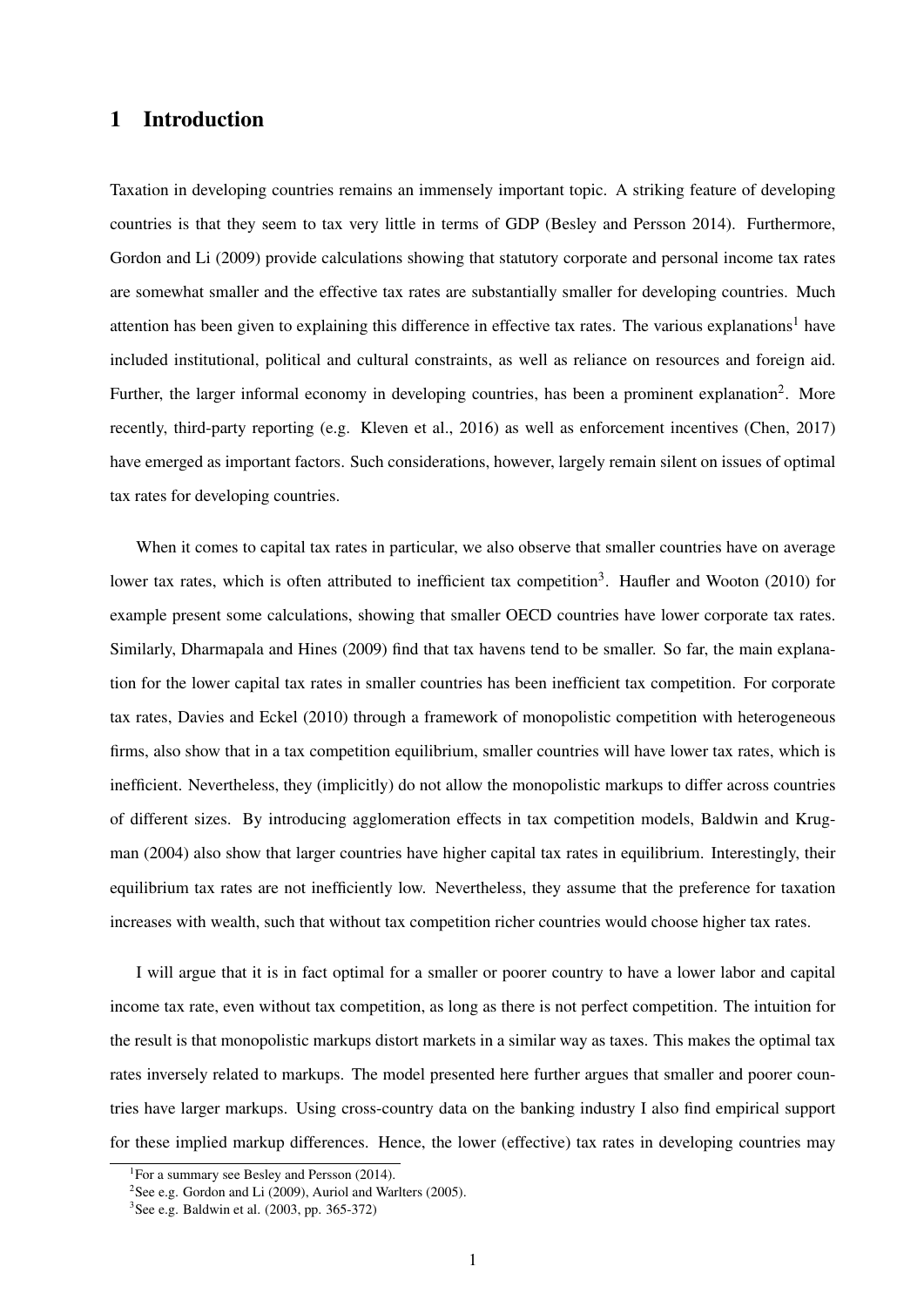# 1 Introduction

Taxation in developing countries remains an immensely important topic. A striking feature of developing countries is that they seem to tax very little in terms of GDP (Besley and Persson 2014). Furthermore, Gordon and Li (2009) provide calculations showing that statutory corporate and personal income tax rates are somewhat smaller and the effective tax rates are substantially smaller for developing countries. Much attention has been given to explaining this difference in effective tax rates. The various explanations[1] have included institutional, political and cultural constraints, as well as reliance on resources and foreign aid. Further, the larger informal economy in developing countries, has been a prominent explanation[2]. More recently, third-party reporting (e.g. Kleven et al., 2016) as well as enforcement incentives (Chen, 2017) have emerged as important factors. Such considerations, however, largely remain silent on issues of optimal tax rates for developing countries.

When it comes to capital tax rates in particular, we also observe that smaller countries have on average lower tax rates, which is often attributed to inefficient tax competition[3]. Haufler and Wooton (2010) for example present some calculations, showing that smaller OECD countries have lower corporate tax rates. Similarly, Dharmapala and Hines (2009) find that tax havens tend to be smaller. So far, the main explanation for the lower capital tax rates in smaller countries has been inefficient tax competition. For corporate tax rates, Davies and Eckel (2010) through a framework of monopolistic competition with heterogeneous firms, also show that in a tax competition equilibrium, smaller countries will have lower tax rates, which is inefficient. Nevertheless, they (implicitly) do not allow the monopolistic markups to differ across countries of different sizes. By introducing agglomeration effects in tax competition models, Baldwin and Krugman (2004) also show that larger countries have higher capital tax rates in equilibrium. Interestingly, their equilibrium tax rates are not inefficiently low. Nevertheless, they assume that the preference for taxation increases with wealth, such that without tax competition richer countries would choose higher tax rates.

I will argue that it is in fact optimal for a smaller or poorer country to have a lower labor and capital income tax rate, even without tax competition, as long as there is not perfect competition. The intuition for the result is that monopolistic markups distort markets in a similar way as taxes. This makes the optimal tax rates inversely related to markups. The model presented here further argues that smaller and poorer countries have larger markups. Using cross-country data on the banking industry I also find empirical support for these implied markup differences. Hence, the lower (effective) tax rates in developing countries may

[1] For a summary see Besley and Persson (2014).

[2] See e.g. Gordon and Li (2009), Auriol and Warlters (2005).

[3] See e.g. Baldwin et al. (2003, pp. 365-372)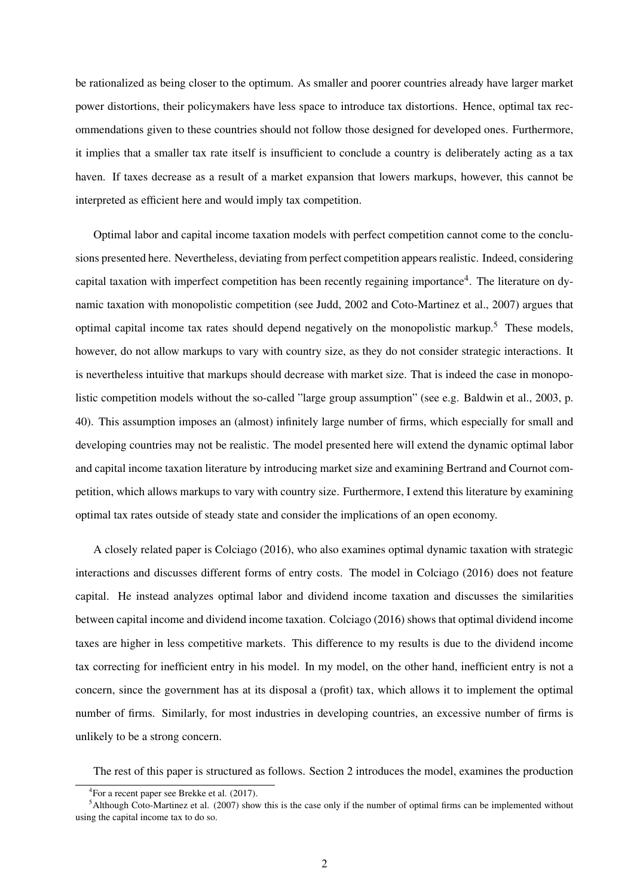be rationalized as being closer to the optimum. As smaller and poorer countries already have larger market power distortions, their policymakers have less space to introduce tax distortions. Hence, optimal tax recommendations given to these countries should not follow those designed for developed ones. Furthermore, it implies that a smaller tax rate itself is insufficient to conclude a country is deliberately acting as a tax haven. If taxes decrease as a result of a market expansion that lowers markups, however, this cannot be interpreted as efficient here and would imply tax competition.

Optimal labor and capital income taxation models with perfect competition cannot come to the conclusions presented here. Nevertheless, deviating from perfect competition appears realistic. Indeed, considering capital taxation with imperfect competition has been recently regaining importance[4]. The literature on dynamic taxation with monopolistic competition (see Judd, 2002 and Coto-Martinez et al., 2007) argues that optimal capital income tax rates should depend negatively on the monopolistic markup.[5] These models, however, do not allow markups to vary with country size, as they do not consider strategic interactions. It is nevertheless intuitive that markups should decrease with market size. That is indeed the case in monopolistic competition models without the so-called "large group assumption" (see e.g. Baldwin et al., 2003, p. 40). This assumption imposes an (almost) infinitely large number of firms, which especially for small and developing countries may not be realistic. The model presented here will extend the dynamic optimal labor and capital income taxation literature by introducing market size and examining Bertrand and Cournot competition, which allows markups to vary with country size. Furthermore, I extend this literature by examining optimal tax rates outside of steady state and consider the implications of an open economy.

A closely related paper is Colciago (2016), who also examines optimal dynamic taxation with strategic interactions and discusses different forms of entry costs. The model in Colciago (2016) does not feature capital. He instead analyzes optimal labor and dividend income taxation and discusses the similarities between capital income and dividend income taxation. Colciago (2016) shows that optimal dividend income taxes are higher in less competitive markets. This difference to my results is due to the dividend income tax correcting for inefficient entry in his model. In my model, on the other hand, inefficient entry is not a concern, since the government has at its disposal a (profit) tax, which allows it to implement the optimal number of firms. Similarly, for most industries in developing countries, an excessive number of firms is unlikely to be a strong concern.

The rest of this paper is structured as follows. Section 2 introduces the model, examines the production

[4]For a recent paper see Brekke et al. (2017).

[5]Although Coto-Martinez et al. (2007) show this is the case only if the number of optimal firms can be implemented without using the capital income tax to do so.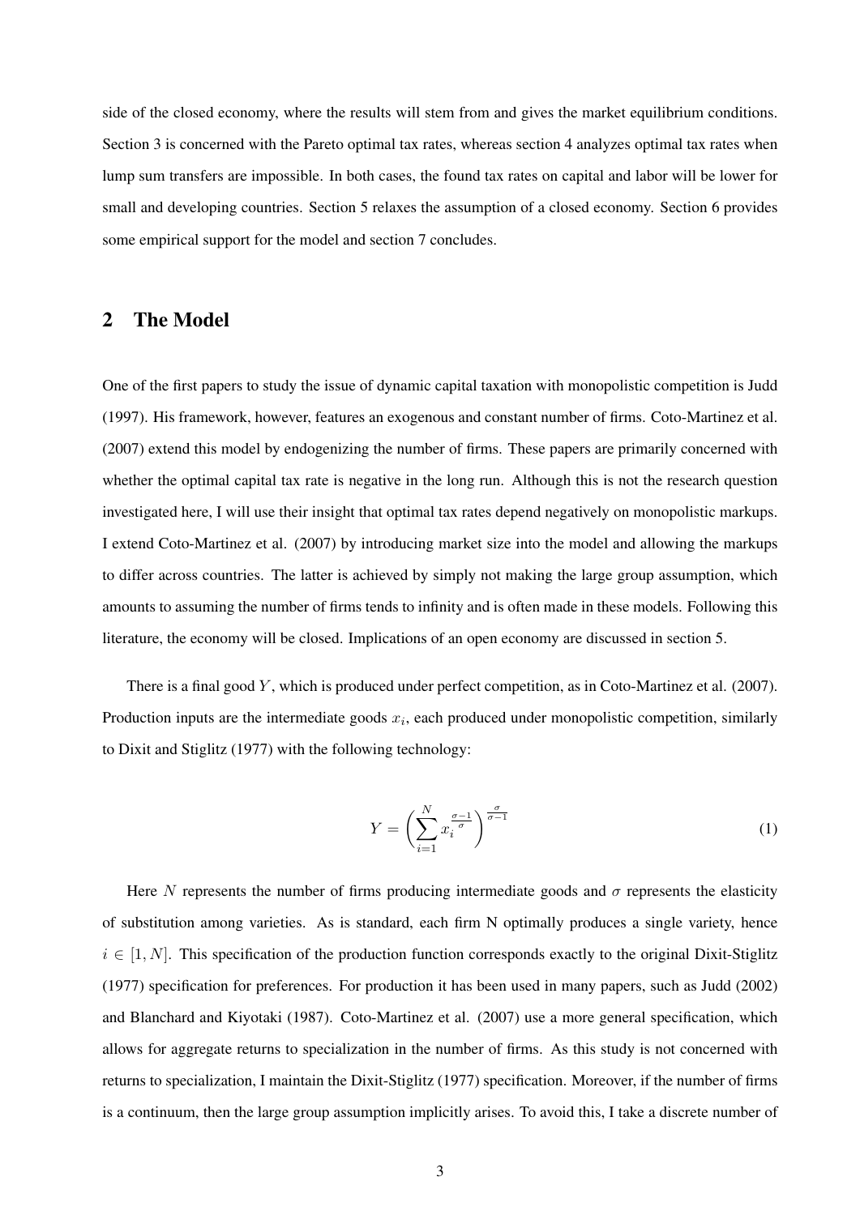side of the closed economy, where the results will stem from and gives the market equilibrium conditions. Section 3 is concerned with the Pareto optimal tax rates, whereas section 4 analyzes optimal tax rates when lump sum transfers are impossible. In both cases, the found tax rates on capital and labor will be lower for small and developing countries. Section 5 relaxes the assumption of a closed economy. Section 6 provides some empirical support for the model and section 7 concludes.

## 2 The Model

One of the first papers to study the issue of dynamic capital taxation with monopolistic competition is Judd (1997). His framework, however, features an exogenous and constant number of firms. Coto-Martinez et al. (2007) extend this model by endogenizing the number of firms. These papers are primarily concerned with whether the optimal capital tax rate is negative in the long run. Although this is not the research question investigated here, I will use their insight that optimal tax rates depend negatively on monopolistic markups. I extend Coto-Martinez et al. (2007) by introducing market size into the model and allowing the markups to differ across countries. The latter is achieved by simply not making the large group assumption, which amounts to assuming the number of firms tends to infinity and is often made in these models. Following this literature, the economy will be closed. Implications of an open economy are discussed in section 5.

There is a final good $Y$, which is produced under perfect competition, as in Coto-Martinez et al. (2007). Production inputs are the intermediate goods $x_i$, each produced under monopolistic competition, similarly to Dixit and Stiglitz (1977) with the following technology:

$$Y = \left( \sum_{i=1}^{N} x_i^{\frac{\sigma-1}{\sigma}} \right)^{\frac{\sigma}{\sigma-1}} \tag{1}$$

Here $N$ represents the number of firms producing intermediate goods and $\sigma$ represents the elasticity of substitution among varieties. As is standard, each firm N optimally produces a single variety, hence $i \in [1, N]$. This specification of the production function corresponds exactly to the original Dixit-Stiglitz (1977) specification for preferences. For production it has been used in many papers, such as Judd (2002) and Blanchard and Kiyotaki (1987). Coto-Martinez et al. (2007) use a more general specification, which allows for aggregate returns to specialization in the number of firms. As this study is not concerned with returns to specialization, I maintain the Dixit-Stiglitz (1977) specification. Moreover, if the number of firms is a continuum, then the large group assumption implicitly arises. To avoid this, I take a discrete number of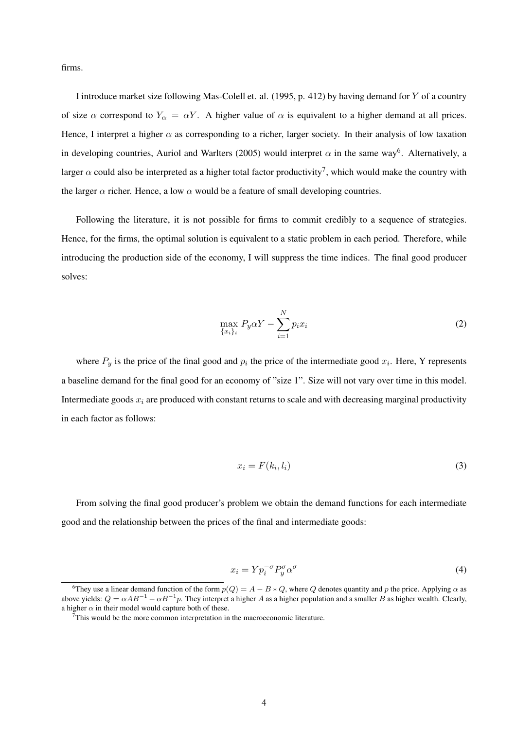firms.

I introduce market size following Mas-Colell et. al. (1995, p. 412) by having demand for $Y$ of a country of size $\alpha$ correspond to $Y_\alpha = \alpha Y$. A higher value of $\alpha$ is equivalent to a higher demand at all prices. Hence, I interpret a higher $\alpha$ as corresponding to a richer, larger society. In their analysis of low taxation in developing countries, Auriol and Warlters (2005) would interpret $\alpha$ in the same way[6]. Alternatively, a larger $\alpha$ could also be interpreted as a higher total factor productivity[7], which would make the country with the larger $\alpha$ richer. Hence, a low $\alpha$ would be a feature of small developing countries.

Following the literature, it is not possible for firms to commit credibly to a sequence of strategies. Hence, for the firms, the optimal solution is equivalent to a static problem in each period. Therefore, while introducing the production side of the economy, I will suppress the time indices. The final good producer solves:

$$\max_{\{x_i\}_i} P_y \alpha Y - \sum_{i=1}^{N} p_i x_i \tag{2}$$

where $P_y$ is the price of the final good and $p_i$ the price of the intermediate good $x_i$. Here, Y represents a baseline demand for the final good for an economy of "size 1". Size will not vary over time in this model. Intermediate goods $x_i$ are produced with constant returns to scale and with decreasing marginal productivity in each factor as follows:

$$x_i = F(k_i, l_i) \tag{3}$$

From solving the final good producer's problem we obtain the demand functions for each intermediate good and the relationship between the prices of the final and intermediate goods:

$$x_i = Y p_i^{-\sigma} P_y^{\sigma} \alpha^{\sigma} \tag{4}$$

---

[6] They use a linear demand function of the form $p(Q) = A - B * Q$, where $Q$ denotes quantity and $p$ the price. Applying $\alpha$ as above yields: $Q = \alpha A B^{-1} - \alpha B^{-1} p$. They interpret a higher $A$ as a higher population and a smaller $B$ as higher wealth. Clearly, a higher $\alpha$ in their model would capture both of these.

[7] This would be the more common interpretation in the macroeconomic literature.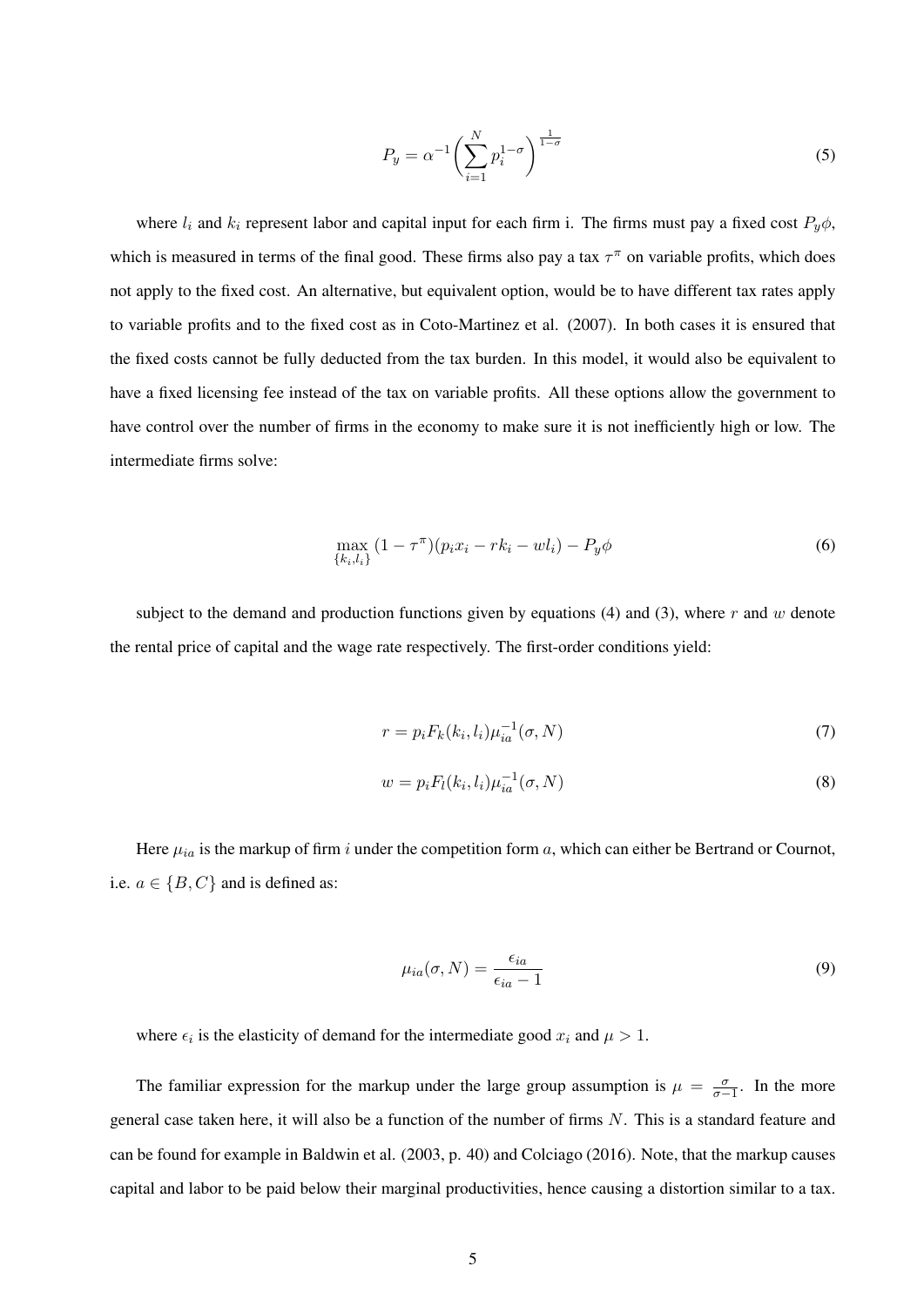$$P_y = \alpha^{-1}\left(\sum_{i=1}^{N} p_i^{1-\sigma}\right)^{\frac{1}{1-\sigma}} \tag{5}$$

where $l_i$ and $k_i$ represent labor and capital input for each firm i. The firms must pay a fixed cost $P_y\phi$, which is measured in terms of the final good. These firms also pay a tax $\tau^{\pi}$ on variable profits, which does not apply to the fixed cost. An alternative, but equivalent option, would be to have different tax rates apply to variable profits and to the fixed cost as in Coto-Martinez et al. (2007). In both cases it is ensured that the fixed costs cannot be fully deducted from the tax burden. In this model, it would also be equivalent to have a fixed licensing fee instead of the tax on variable profits. All these options allow the government to have control over the number of firms in the economy to make sure it is not inefficiently high or low. The intermediate firms solve:

$$\max_{\{k_i, l_i\}} (1-\tau^{\pi})(p_i x_i - r k_i - w l_i) - P_y \phi \tag{6}$$

subject to the demand and production functions given by equations (4) and (3), where $r$ and $w$ denote the rental price of capital and the wage rate respectively. The first-order conditions yield:

$$r = p_i F_k(k_i, l_i)\mu_{ia}^{-1}(\sigma, N) \tag{7}$$

$$w = p_i F_l(k_i, l_i)\mu_{ia}^{-1}(\sigma, N) \tag{8}$$

Here $\mu_{ia}$ is the markup of firm $i$ under the competition form $a$, which can either be Bertrand or Cournot, i.e. $a \in \{B, C\}$ and is defined as:

$$\mu_{ia}(\sigma, N) = \frac{\epsilon_{ia}}{\epsilon_{ia} - 1} \tag{9}$$

where $\epsilon_i$ is the elasticity of demand for the intermediate good $x_i$ and $\mu > 1$.

The familiar expression for the markup under the large group assumption is $\mu = \frac{\sigma}{\sigma-1}$. In the more general case taken here, it will also be a function of the number of firms $N$. This is a standard feature and can be found for example in Baldwin et al. (2003, p. 40) and Colciago (2016). Note, that the markup causes capital and labor to be paid below their marginal productivities, hence causing a distortion similar to a tax.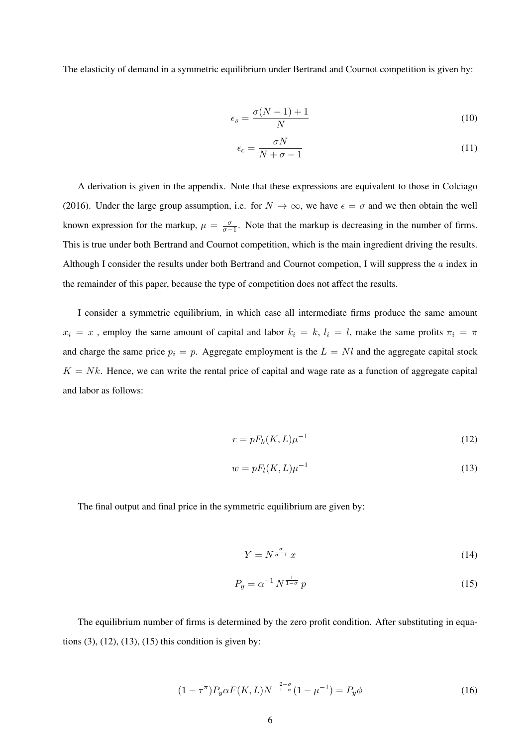The elasticity of demand in a symmetric equilibrium under Bertrand and Cournot competition is given by:

$$\epsilon_{B} = \frac{\sigma(N-1)+1}{N} \tag{10}$$

$$\epsilon_{c} = \frac{\sigma N}{N+\sigma-1} \tag{11}$$

A derivation is given in the appendix. Note that these expressions are equivalent to those in Colciago (2016). Under the large group assumption, i.e. for $N \to \infty$, we have $\epsilon = \sigma$ and we then obtain the well known expression for the markup, $\mu = \frac{\sigma}{\sigma-1}$. Note that the markup is decreasing in the number of firms. This is true under both Bertrand and Cournot competition, which is the main ingredient driving the results. Although I consider the results under both Bertrand and Cournot competion, I will suppress the $a$ index in the remainder of this paper, because the type of competition does not affect the results.

I consider a symmetric equilibrium, in which case all intermediate firms produce the same amount $x_i = x$ , employ the same amount of capital and labor $k_i = k$, $l_i = l$, make the same profits $\pi_i = \pi$ and charge the same price $p_i = p$. Aggregate employment is the $L = Nl$ and the aggregate capital stock $K = Nk$. Hence, we can write the rental price of capital and wage rate as a function of aggregate capital and labor as follows:

$$r = pF_k(K, L)\mu^{-1} \tag{12}$$

$$w = pF_l(K, L)\mu^{-1} \tag{13}$$

The final output and final price in the symmetric equilibrium are given by:

$$Y = N^{\frac{\sigma}{\sigma-1}}\, x \tag{14}$$

$$P_y = \alpha^{-1}\, N^{\frac{1}{1-\sigma}}\, p \tag{15}$$

The equilibrium number of firms is determined by the zero profit condition. After substituting in equations (3), (12), (13), (15) this condition is given by:

$$(1-\tau^{\pi})P_y \alpha F(K, L) N^{-\frac{2-\sigma}{1-\sigma}}(1-\mu^{-1}) = P_y \phi \tag{16}$$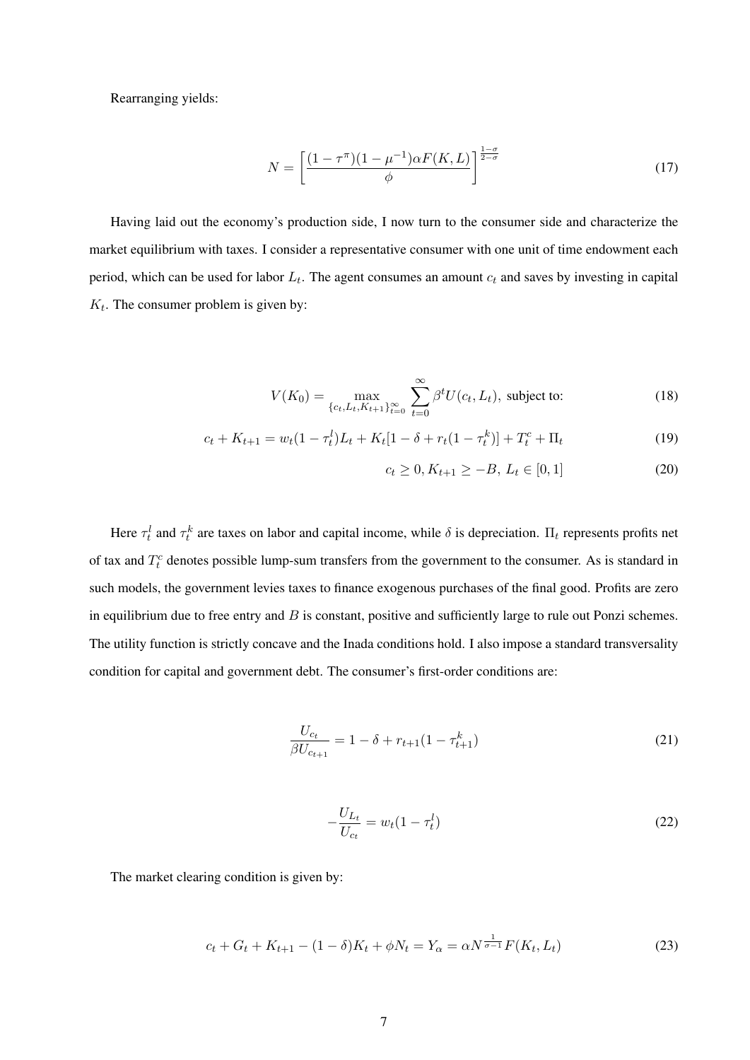Rearranging yields:

$$N = \left[ \frac{(1 - \tau^{\pi})(1 - \mu^{-1})\alpha F(K, L)}{\phi} \right]^{\frac{1-\sigma}{2-\sigma}} \tag{17}$$

Having laid out the economy's production side, I now turn to the consumer side and characterize the market equilibrium with taxes. I consider a representative consumer with one unit of time endowment each period, which can be used for labor $L_t$. The agent consumes an amount $c_t$ and saves by investing in capital $K_t$. The consumer problem is given by:

$$V(K_0) = \max_{\{c_t, L_t, K_{t+1}\}_{t=0}^{\infty}} \sum_{t=0}^{\infty} \beta^t U(c_t, L_t), \text{ subject to:} \tag{18}$$

$$c_t + K_{t+1} = w_t(1 - \tau_t^l)L_t + K_t[1 - \delta + r_t(1 - \tau_t^k)] + T_t^c + \Pi_t \tag{19}$$

$$c_t \geq 0, K_{t+1} \geq -B, \; L_t \in [0, 1] \tag{20}$$

Here $\tau_t^l$ and $\tau_t^k$ are taxes on labor and capital income, while $\delta$ is depreciation. $\Pi_t$ represents profits net of tax and $T_t^c$ denotes possible lump-sum transfers from the government to the consumer. As is standard in such models, the government levies taxes to finance exogenous purchases of the final good. Profits are zero in equilibrium due to free entry and $B$ is constant, positive and sufficiently large to rule out Ponzi schemes. The utility function is strictly concave and the Inada conditions hold. I also impose a standard transversality condition for capital and government debt. The consumer's first-order conditions are:

$$\frac{U_{c_t}}{\beta U_{c_{t+1}}} = 1 - \delta + r_{t+1}(1 - \tau_{t+1}^k) \tag{21}$$

$$-\frac{U_{L_t}}{U_{c_t}} = w_t(1 - \tau_t^l) \tag{22}$$

The market clearing condition is given by:

$$c_t + G_t + K_{t+1} - (1 - \delta)K_t + \phi N_t = Y_\alpha = \alpha N^{\frac{1}{\sigma - 1}} F(K_t, L_t) \tag{23}$$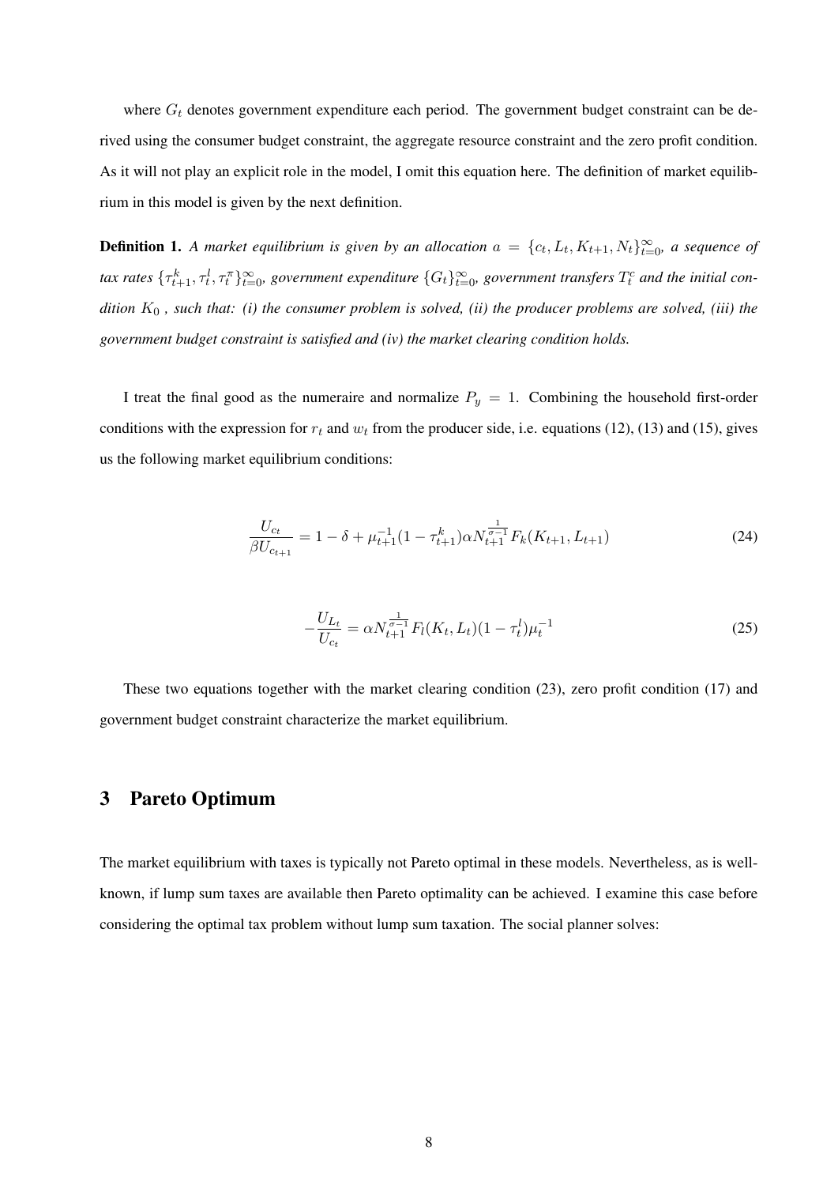where $G_t$ denotes government expenditure each period. The government budget constraint can be derived using the consumer budget constraint, the aggregate resource constraint and the zero profit condition. As it will not play an explicit role in the model, I omit this equation here. The definition of market equilibrium in this model is given by the next definition.

**Definition 1.** *A market equilibrium is given by an allocation $a = \{c_t, L_t, K_{t+1}, N_t\}_{t=0}^{\infty}$, a sequence of tax rates $\{\tau_{t+1}^k, \tau_t^l, \tau_t^{\pi}\}_{t=0}^{\infty}$, government expenditure $\{G_t\}_{t=0}^{\infty}$, government transfers $T_t^c$ and the initial condition $K_0$ , such that: (i) the consumer problem is solved, (ii) the producer problems are solved, (iii) the government budget constraint is satisfied and (iv) the market clearing condition holds.*

I treat the final good as the numeraire and normalize $P_y = 1$. Combining the household first-order conditions with the expression for $r_t$ and $w_t$ from the producer side, i.e. equations (12), (13) and (15), gives us the following market equilibrium conditions:

$$\frac{U_{c_t}}{\beta U_{c_{t+1}}} = 1 - \delta + \mu_{t+1}^{-1}(1 - \tau_{t+1}^k)\alpha N_{t+1}^{\frac{1}{\sigma - 1}} F_k(K_{t+1}, L_{t+1}) \tag{24}$$

$$-\frac{U_{L_t}}{U_{c_t}} = \alpha N_{t+1}^{\frac{1}{\sigma-1}} F_l(K_t, L_t)(1 - \tau_t^l)\mu_t^{-1} \tag{25}$$

These two equations together with the market clearing condition (23), zero profit condition (17) and government budget constraint characterize the market equilibrium.

## 3 Pareto Optimum

The market equilibrium with taxes is typically not Pareto optimal in these models. Nevertheless, as is well-known, if lump sum taxes are available then Pareto optimality can be achieved. I examine this case before considering the optimal tax problem without lump sum taxation. The social planner solves: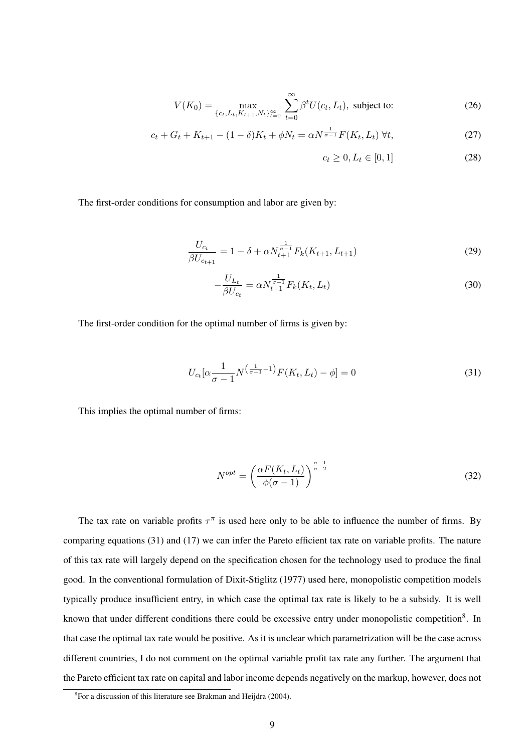$$V(K_0) = \max_{\{c_t, L_t, K_{t+1}, N_t\}_{t=0}^{\infty}} \sum_{t=0}^{\infty} \beta^t U(c_t, L_t), \text{ subject to:} \tag{26}$$

$$c_t + G_t + K_{t+1} - (1-\delta)K_t + \phi N_t = \alpha N^{\frac{1}{\sigma-1}} F(K_t, L_t) \; \forall t, \tag{27}$$

$$c_t \geq 0, L_t \in [0, 1] \tag{28}$$

The first-order conditions for consumption and labor are given by:

$$\frac{U_{c_t}}{\beta U_{c_{t+1}}} = 1 - \delta + \alpha N_{t+1}^{\frac{1}{\sigma-1}} F_k(K_{t+1}, L_{t+1}) \tag{29}$$

$$-\frac{U_{L_t}}{\beta U_{c_t}} = \alpha N_{t+1}^{\frac{1}{\sigma-1}} F_k(K_t, L_t) \tag{30}$$

The first-order condition for the optimal number of firms is given by:

$$U_{c_t}[\alpha \frac{1}{\sigma - 1} N^{\left(\frac{1}{\sigma-1}-1\right)} F(K_t, L_t) - \phi] = 0 \tag{31}$$

This implies the optimal number of firms:

$$N^{opt} = \left( \frac{\alpha F(K_t, L_t)}{\phi(\sigma - 1)} \right)^{\frac{\sigma-1}{\sigma-2}} \tag{32}$$

The tax rate on variable profits $\tau^{\pi}$ is used here only to be able to influence the number of firms. By comparing equations (31) and (17) we can infer the Pareto efficient tax rate on variable profits. The nature of this tax rate will largely depend on the specification chosen for the technology used to produce the final good. In the conventional formulation of Dixit-Stiglitz (1977) used here, monopolistic competition models typically produce insufficient entry, in which case the optimal tax rate is likely to be a subsidy. It is well known that under different conditions there could be excessive entry under monopolistic competition[8]. In that case the optimal tax rate would be positive. As it is unclear which parametrization will be the case across different countries, I do not comment on the optimal variable profit tax rate any further. The argument that the Pareto efficient tax rate on capital and labor income depends negatively on the markup, however, does not

[8] For a discussion of this literature see Brakman and Heijdra (2004).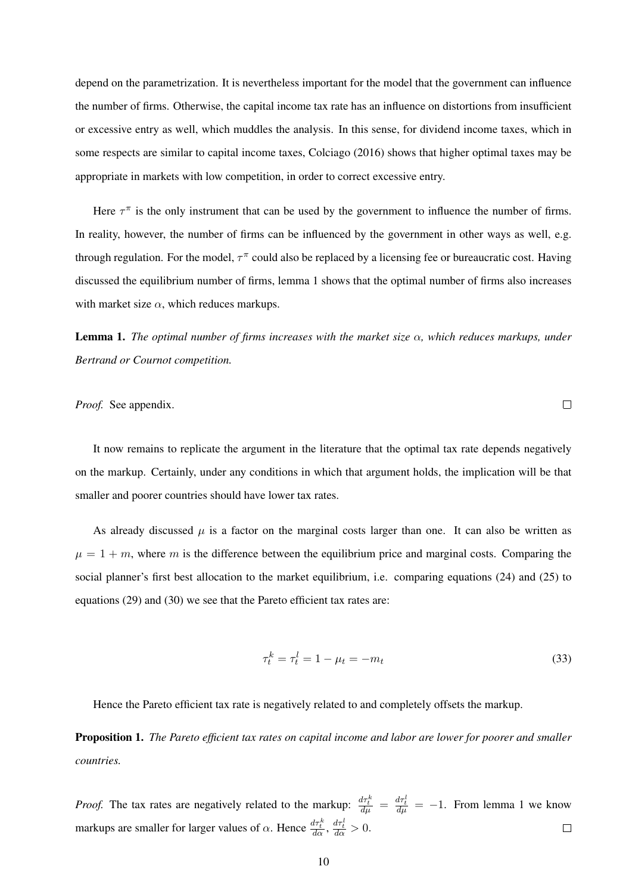depend on the parametrization. It is nevertheless important for the model that the government can influence the number of firms. Otherwise, the capital income tax rate has an influence on distortions from insufficient or excessive entry as well, which muddles the analysis. In this sense, for dividend income taxes, which in some respects are similar to capital income taxes, Colciago (2016) shows that higher optimal taxes may be appropriate in markets with low competition, in order to correct excessive entry.

Here $\tau^{\pi}$ is the only instrument that can be used by the government to influence the number of firms. In reality, however, the number of firms can be influenced by the government in other ways as well, e.g. through regulation. For the model, $\tau^{\pi}$ could also be replaced by a licensing fee or bureaucratic cost. Having discussed the equilibrium number of firms, lemma 1 shows that the optimal number of firms also increases with market size $\alpha$, which reduces markups.

**Lemma 1.** *The optimal number of firms increases with the market size $\alpha$, which reduces markups, under Bertrand or Cournot competition.*

*Proof.* See appendix. □

It now remains to replicate the argument in the literature that the optimal tax rate depends negatively on the markup. Certainly, under any conditions in which that argument holds, the implication will be that smaller and poorer countries should have lower tax rates.

As already discussed $\mu$ is a factor on the marginal costs larger than one. It can also be written as $\mu = 1 + m$, where $m$ is the difference between the equilibrium price and marginal costs. Comparing the social planner's first best allocation to the market equilibrium, i.e. comparing equations (24) and (25) to equations (29) and (30) we see that the Pareto efficient tax rates are:

$$\tau_t^k = \tau_t^l = 1 - \mu_t = -m_t \tag{33}$$

Hence the Pareto efficient tax rate is negatively related to and completely offsets the markup.

**Proposition 1.** *The Pareto efficient tax rates on capital income and labor are lower for poorer and smaller countries.*

*Proof.* The tax rates are negatively related to the markup: $\frac{d\tau_t^k}{d\mu} = \frac{d\tau_t^l}{d\mu} = -1$. From lemma 1 we know markups are smaller for larger values of $\alpha$. Hence $\frac{d\tau_t^k}{d\alpha}, \frac{d\tau_t^l}{d\alpha} > 0$. □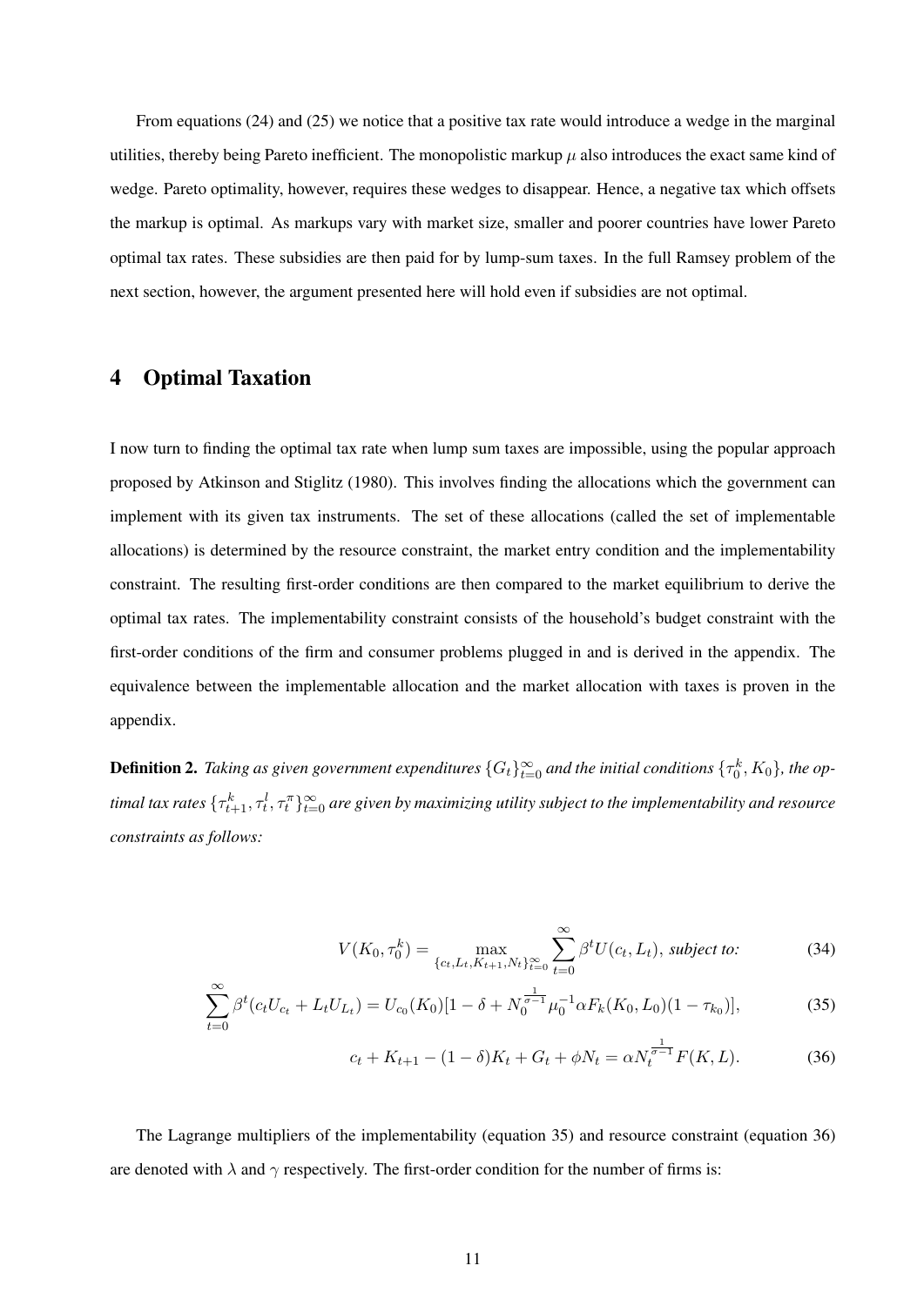From equations (24) and (25) we notice that a positive tax rate would introduce a wedge in the marginal utilities, thereby being Pareto inefficient. The monopolistic markup $\mu$ also introduces the exact same kind of wedge. Pareto optimality, however, requires these wedges to disappear. Hence, a negative tax which offsets the markup is optimal. As markups vary with market size, smaller and poorer countries have lower Pareto optimal tax rates. These subsidies are then paid for by lump-sum taxes. In the full Ramsey problem of the next section, however, the argument presented here will hold even if subsidies are not optimal.

# 4 Optimal Taxation

I now turn to finding the optimal tax rate when lump sum taxes are impossible, using the popular approach proposed by Atkinson and Stiglitz (1980). This involves finding the allocations which the government can implement with its given tax instruments. The set of these allocations (called the set of implementable allocations) is determined by the resource constraint, the market entry condition and the implementability constraint. The resulting first-order conditions are then compared to the market equilibrium to derive the optimal tax rates. The implementability constraint consists of the household's budget constraint with the first-order conditions of the firm and consumer problems plugged in and is derived in the appendix. The equivalence between the implementable allocation and the market allocation with taxes is proven in the appendix.

**Definition 2.** *Taking as given government expenditures $\{G_t\}_{t=0}^{\infty}$ and the initial conditions $\{\tau_0^k, K_0\}$, the optimal tax rates $\{\tau_{t+1}^k, \tau_t^l, \tau_t^\pi\}_{t=0}^{\infty}$ are given by maximizing utility subject to the implementability and resource constraints as follows:*

$$V(K_0, \tau_0^k) = \max_{\{c_t, L_t, K_{t+1}, N_t\}_{t=0}^{\infty}} \sum_{t=0}^{\infty} \beta^t U(c_t, L_t), \textit{ subject to:} \tag{34}$$

$$\sum_{t=0}^{\infty} \beta^t (c_t U_{c_t} + L_t U_{L_t}) = U_{c_0}(K_0)[1 - \delta + N_0^{\frac{1}{\sigma-1}} \mu_0^{-1} \alpha F_k(K_0, L_0)(1 - \tau_{k_0})], \tag{35}$$

$$c_t + K_{t+1} - (1-\delta)K_t + G_t + \phi N_t = \alpha N_t^{\frac{1}{\sigma-1}} F(K, L). \tag{36}$$

The Lagrange multipliers of the implementability (equation 35) and resource constraint (equation 36) are denoted with $\lambda$ and $\gamma$ respectively. The first-order condition for the number of firms is: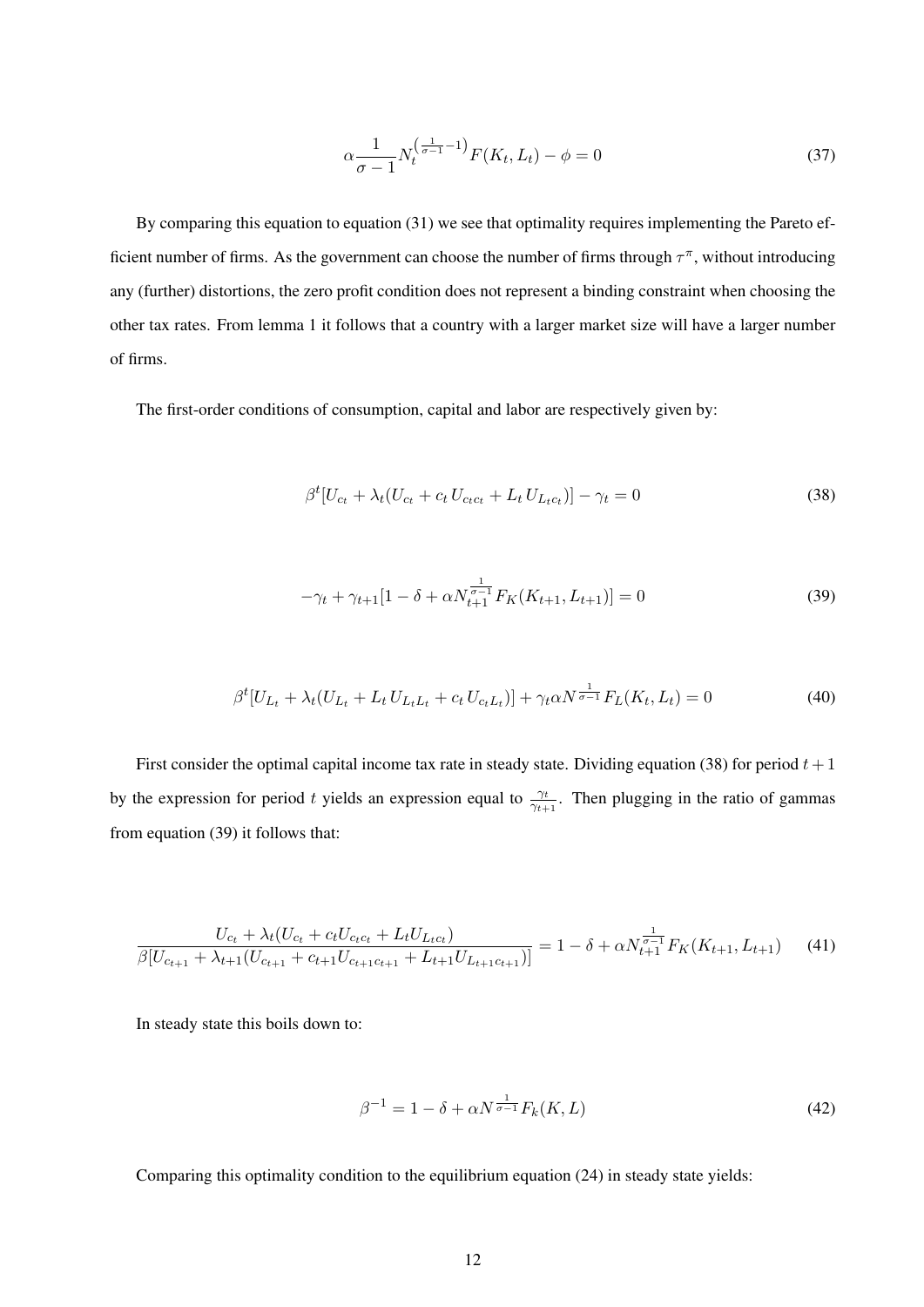$$\alpha \frac{1}{\sigma - 1} N_t^{\left(\frac{1}{\sigma-1}-1\right)} F(K_t, L_t) - \phi = 0 \tag{37}$$

By comparing this equation to equation (31) we see that optimality requires implementing the Pareto efficient number of firms. As the government can choose the number of firms through $\tau^\pi$, without introducing any (further) distortions, the zero profit condition does not represent a binding constraint when choosing the other tax rates. From lemma 1 it follows that a country with a larger market size will have a larger number of firms.

The first-order conditions of consumption, capital and labor are respectively given by:

$$\beta^t [U_{c_t} + \lambda_t (U_{c_t} + c_t \, U_{c_t c_t} + L_t \, U_{L_t c_t})] - \gamma_t = 0 \tag{38}$$

$$-\gamma_t + \gamma_{t+1}[1 - \delta + \alpha N_{t+1}^{\frac{1}{\sigma-1}} F_K(K_{t+1}, L_{t+1})] = 0 \tag{39}$$

$$\beta^t [U_{L_t} + \lambda_t (U_{L_t} + L_t \, U_{L_t L_t} + c_t \, U_{c_t L_t})] + \gamma_t \alpha N^{\frac{1}{\sigma-1}} F_L(K_t, L_t) = 0 \tag{40}$$

First consider the optimal capital income tax rate in steady state. Dividing equation (38) for period $t+1$ by the expression for period $t$ yields an expression equal to $\frac{\gamma_t}{\gamma_{t+1}}$. Then plugging in the ratio of gammas from equation (39) it follows that:

$$\frac{U_{c_t} + \lambda_t (U_{c_t} + c_t U_{c_t c_t} + L_t U_{L_t c_t})}{\beta[U_{c_{t+1}} + \lambda_{t+1}(U_{c_{t+1}} + c_{t+1} U_{c_{t+1} c_{t+1}} + L_{t+1} U_{L_{t+1} c_{t+1}})]} = 1 - \delta + \alpha N_{t+1}^{\frac{1}{\sigma-1}} F_K(K_{t+1}, L_{t+1}) \tag{41}$$

In steady state this boils down to:

$$\beta^{-1} = 1 - \delta + \alpha N^{\frac{1}{\sigma-1}} F_k(K, L) \tag{42}$$

Comparing this optimality condition to the equilibrium equation (24) in steady state yields: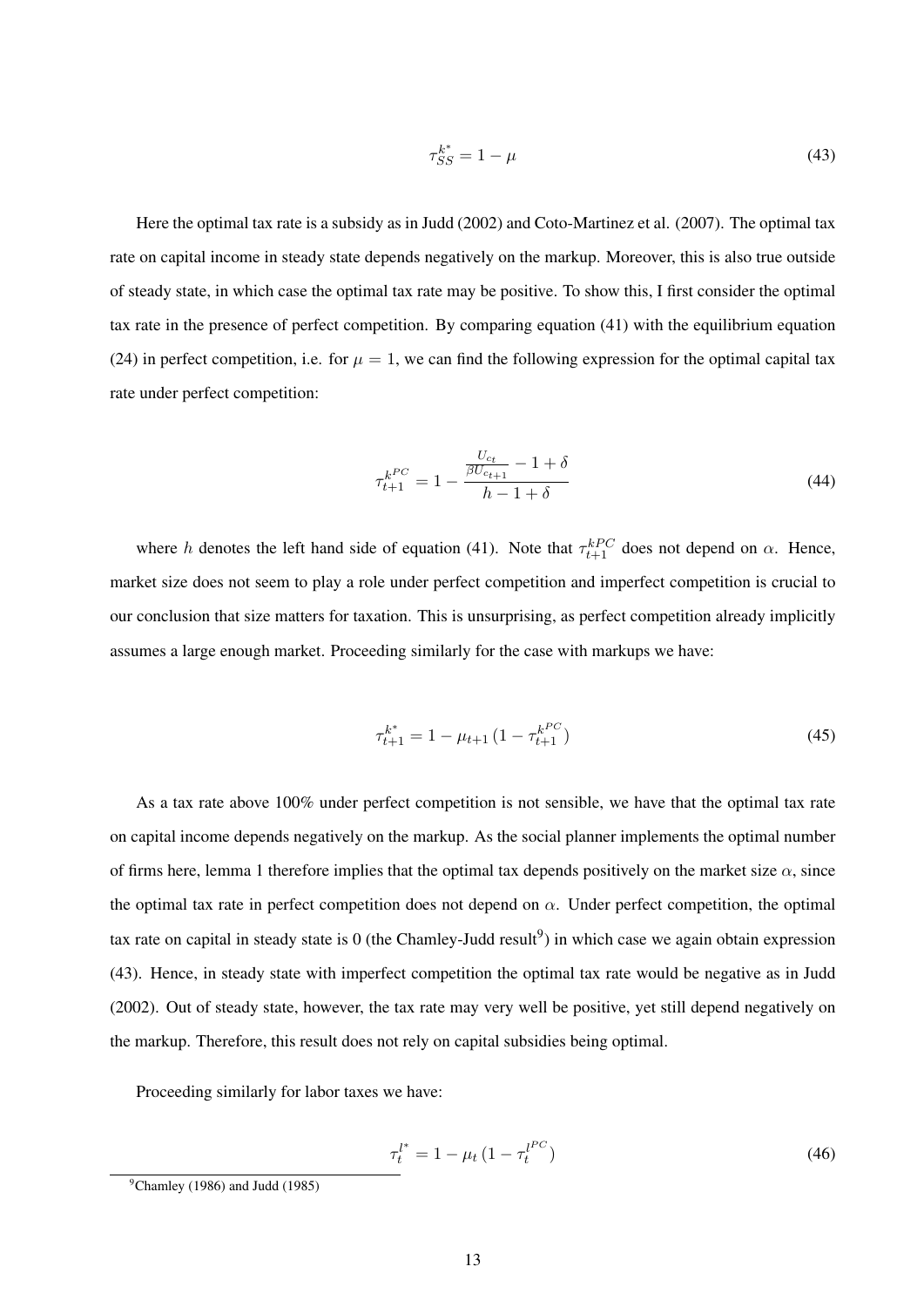$$\tau_{SS}^{k^*} = 1 - \mu \tag{43}$$

Here the optimal tax rate is a subsidy as in Judd (2002) and Coto-Martinez et al. (2007). The optimal tax rate on capital income in steady state depends negatively on the markup. Moreover, this is also true outside of steady state, in which case the optimal tax rate may be positive. To show this, I first consider the optimal tax rate in the presence of perfect competition. By comparing equation (41) with the equilibrium equation (24) in perfect competition, i.e. for $\mu = 1$, we can find the following expression for the optimal capital tax rate under perfect competition:

$$\tau_{t+1}^{k^{PC}} = 1 - \frac{\frac{U_{c_t}}{\beta U_{c_{t+1}}} - 1 + \delta}{h - 1 + \delta} \tag{44}$$

where $h$ denotes the left hand side of equation (41). Note that $\tau_{t+1}^{kPC}$ does not depend on $\alpha$. Hence, market size does not seem to play a role under perfect competition and imperfect competition is crucial to our conclusion that size matters for taxation. This is unsurprising, as perfect competition already implicitly assumes a large enough market. Proceeding similarly for the case with markups we have:

$$\tau_{t+1}^{k^*} = 1 - \mu_{t+1} \left(1 - \tau_{t+1}^{k^{PC}}\right) \tag{45}$$

As a tax rate above 100% under perfect competition is not sensible, we have that the optimal tax rate on capital income depends negatively on the markup. As the social planner implements the optimal number of firms here, lemma 1 therefore implies that the optimal tax depends positively on the market size $\alpha$, since the optimal tax rate in perfect competition does not depend on $\alpha$. Under perfect competition, the optimal tax rate on capital in steady state is 0 (the Chamley-Judd result[9]) in which case we again obtain expression (43). Hence, in steady state with imperfect competition the optimal tax rate would be negative as in Judd (2002). Out of steady state, however, the tax rate may very well be positive, yet still depend negatively on the markup. Therefore, this result does not rely on capital subsidies being optimal.

Proceeding similarly for labor taxes we have:

$$\tau_t^{l^*} = 1 - \mu_t \left(1 - \tau_t^{l^{PC}}\right) \tag{46}$$

[9] Chamley (1986) and Judd (1985)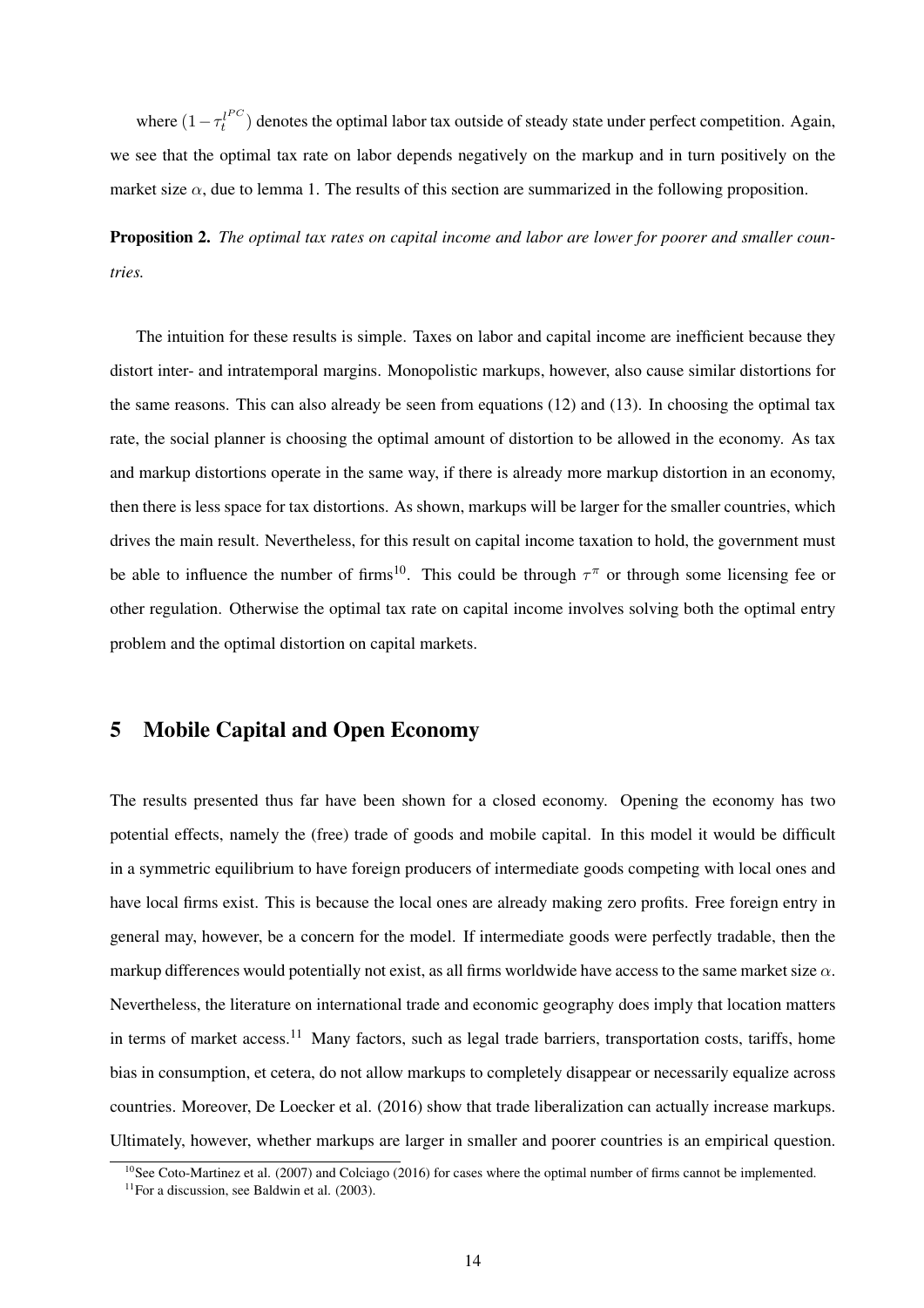where $(1-\tau_t^{l^{PC}})$ denotes the optimal labor tax outside of steady state under perfect competition. Again, we see that the optimal tax rate on labor depends negatively on the markup and in turn positively on the market size $\alpha$, due to lemma 1. The results of this section are summarized in the following proposition.

**Proposition 2.** *The optimal tax rates on capital income and labor are lower for poorer and smaller countries.*

The intuition for these results is simple. Taxes on labor and capital income are inefficient because they distort inter- and intratemporal margins. Monopolistic markups, however, also cause similar distortions for the same reasons. This can also already be seen from equations (12) and (13). In choosing the optimal tax rate, the social planner is choosing the optimal amount of distortion to be allowed in the economy. As tax and markup distortions operate in the same way, if there is already more markup distortion in an economy, then there is less space for tax distortions. As shown, markups will be larger for the smaller countries, which drives the main result. Nevertheless, for this result on capital income taxation to hold, the government must be able to influence the number of firms[10]. This could be through $\tau^{\pi}$ or through some licensing fee or other regulation. Otherwise the optimal tax rate on capital income involves solving both the optimal entry problem and the optimal distortion on capital markets.

# 5 Mobile Capital and Open Economy

The results presented thus far have been shown for a closed economy. Opening the economy has two potential effects, namely the (free) trade of goods and mobile capital. In this model it would be difficult in a symmetric equilibrium to have foreign producers of intermediate goods competing with local ones and have local firms exist. This is because the local ones are already making zero profits. Free foreign entry in general may, however, be a concern for the model. If intermediate goods were perfectly tradable, then the markup differences would potentially not exist, as all firms worldwide have access to the same market size $\alpha$. Nevertheless, the literature on international trade and economic geography does imply that location matters in terms of market access.[11] Many factors, such as legal trade barriers, transportation costs, tariffs, home bias in consumption, et cetera, do not allow markups to completely disappear or necessarily equalize across countries. Moreover, De Loecker et al. (2016) show that trade liberalization can actually increase markups. Ultimately, however, whether markups are larger in smaller and poorer countries is an empirical question.

[10] See Coto-Martinez et al. (2007) and Colciago (2016) for cases where the optimal number of firms cannot be implemented.

[11] For a discussion, see Baldwin et al. (2003).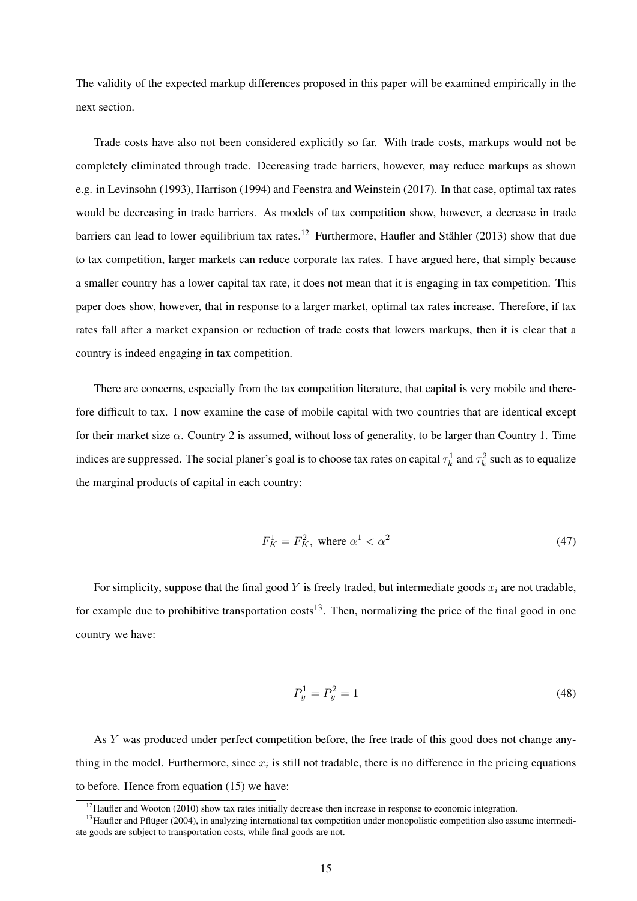The validity of the expected markup differences proposed in this paper will be examined empirically in the next section.

Trade costs have also not been considered explicitly so far. With trade costs, markups would not be completely eliminated through trade. Decreasing trade barriers, however, may reduce markups as shown e.g. in Levinsohn (1993), Harrison (1994) and Feenstra and Weinstein (2017). In that case, optimal tax rates would be decreasing in trade barriers. As models of tax competition show, however, a decrease in trade barriers can lead to lower equilibrium tax rates.[12] Furthermore, Haufler and Stähler (2013) show that due to tax competition, larger markets can reduce corporate tax rates. I have argued here, that simply because a smaller country has a lower capital tax rate, it does not mean that it is engaging in tax competition. This paper does show, however, that in response to a larger market, optimal tax rates increase. Therefore, if tax rates fall after a market expansion or reduction of trade costs that lowers markups, then it is clear that a country is indeed engaging in tax competition.

There are concerns, especially from the tax competition literature, that capital is very mobile and therefore difficult to tax. I now examine the case of mobile capital with two countries that are identical except for their market size $\alpha$. Country 2 is assumed, without loss of generality, to be larger than Country 1. Time indices are suppressed. The social planer's goal is to choose tax rates on capital $\tau_k^1$ and $\tau_k^2$ such as to equalize the marginal products of capital in each country:

$$F_K^1 = F_K^2, \text{ where } \alpha^1 < \alpha^2 \tag{47}$$

For simplicity, suppose that the final good $Y$ is freely traded, but intermediate goods $x_i$ are not tradable, for example due to prohibitive transportation costs[13]. Then, normalizing the price of the final good in one country we have:

$$P_y^1 = P_y^2 = 1 \tag{48}$$

As $Y$ was produced under perfect competition before, the free trade of this good does not change anything in the model. Furthermore, since $x_i$ is still not tradable, there is no difference in the pricing equations to before. Hence from equation (15) we have:

[12] Haufler and Wooton (2010) show tax rates initially decrease then increase in response to economic integration.

[13] Haufler and Pflüger (2004), in analyzing international tax competition under monopolistic competition also assume intermediate goods are subject to transportation costs, while final goods are not.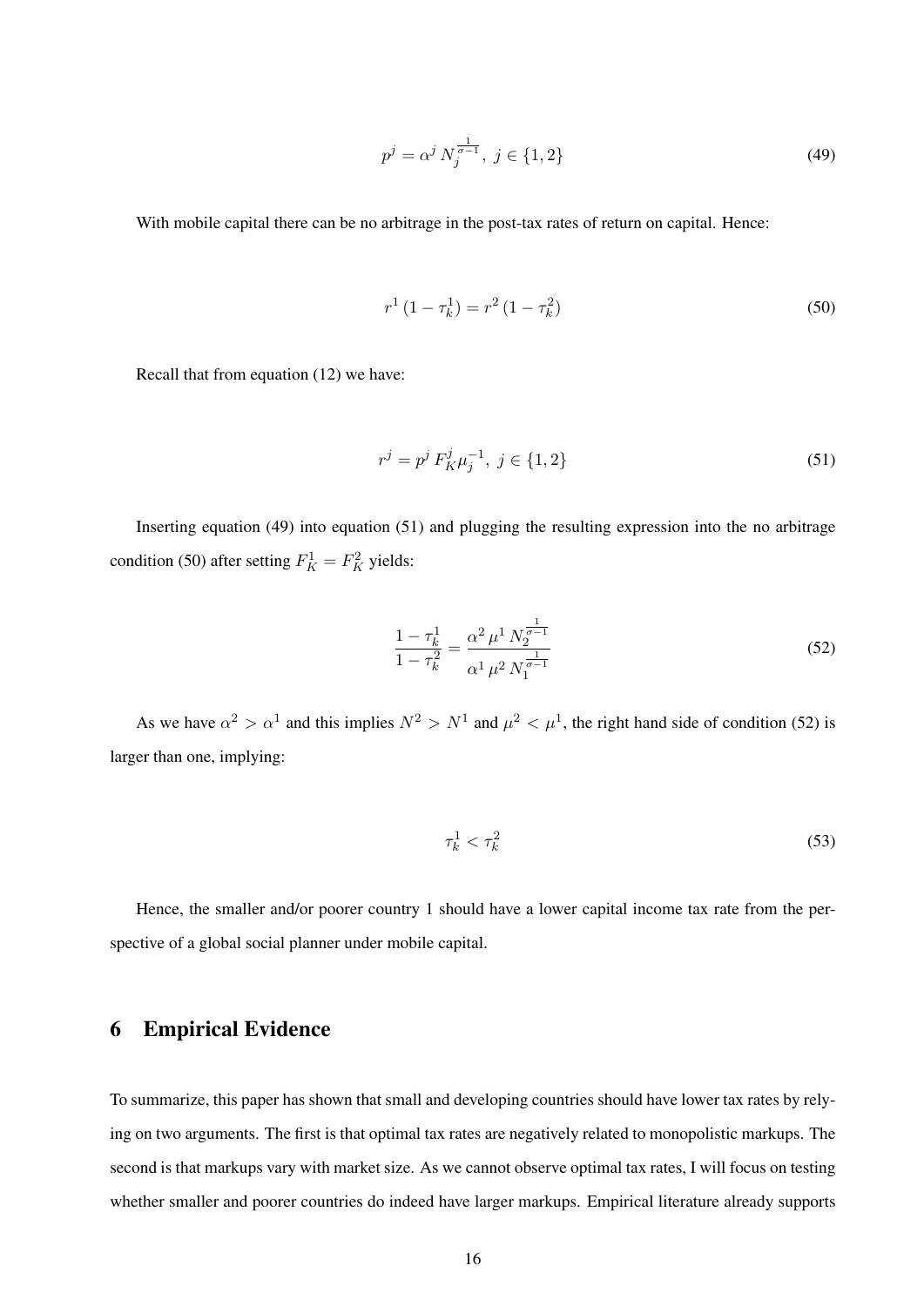$$p^j = \alpha^j N_j^{\frac{1}{\sigma-1}}, \; j \in \{1, 2\} \tag{49}$$

With mobile capital there can be no arbitrage in the post-tax rates of return on capital. Hence:

$$r^1 (1 - \tau_k^1) = r^2 (1 - \tau_k^2) \tag{50}$$

Recall that from equation (12) we have:

$$r^j = p^j F_K^j \mu_j^{-1}, \; j \in \{1, 2\} \tag{51}$$

Inserting equation (49) into equation (51) and plugging the resulting expression into the no arbitrage condition (50) after setting $F_K^1 = F_K^2$ yields:

$$\frac{1 - \tau_k^1}{1 - \tau_k^2} = \frac{\alpha^2 \mu^1 N_2^{\frac{1}{\sigma-1}}}{\alpha^1 \mu^2 N_1^{\frac{1}{\sigma-1}}} \tag{52}$$

As we have $\alpha^2 > \alpha^1$ and this implies $N^2 > N^1$ and $\mu^2 < \mu^1$, the right hand side of condition (52) is larger than one, implying:

$$\tau_k^1 < \tau_k^2 \tag{53}$$

Hence, the smaller and/or poorer country 1 should have a lower capital income tax rate from the perspective of a global social planner under mobile capital.

# 6 Empirical Evidence

To summarize, this paper has shown that small and developing countries should have lower tax rates by relying on two arguments. The first is that optimal tax rates are negatively related to monopolistic markups. The second is that markups vary with market size. As we cannot observe optimal tax rates, I will focus on testing whether smaller and poorer countries do indeed have larger markups. Empirical literature already supports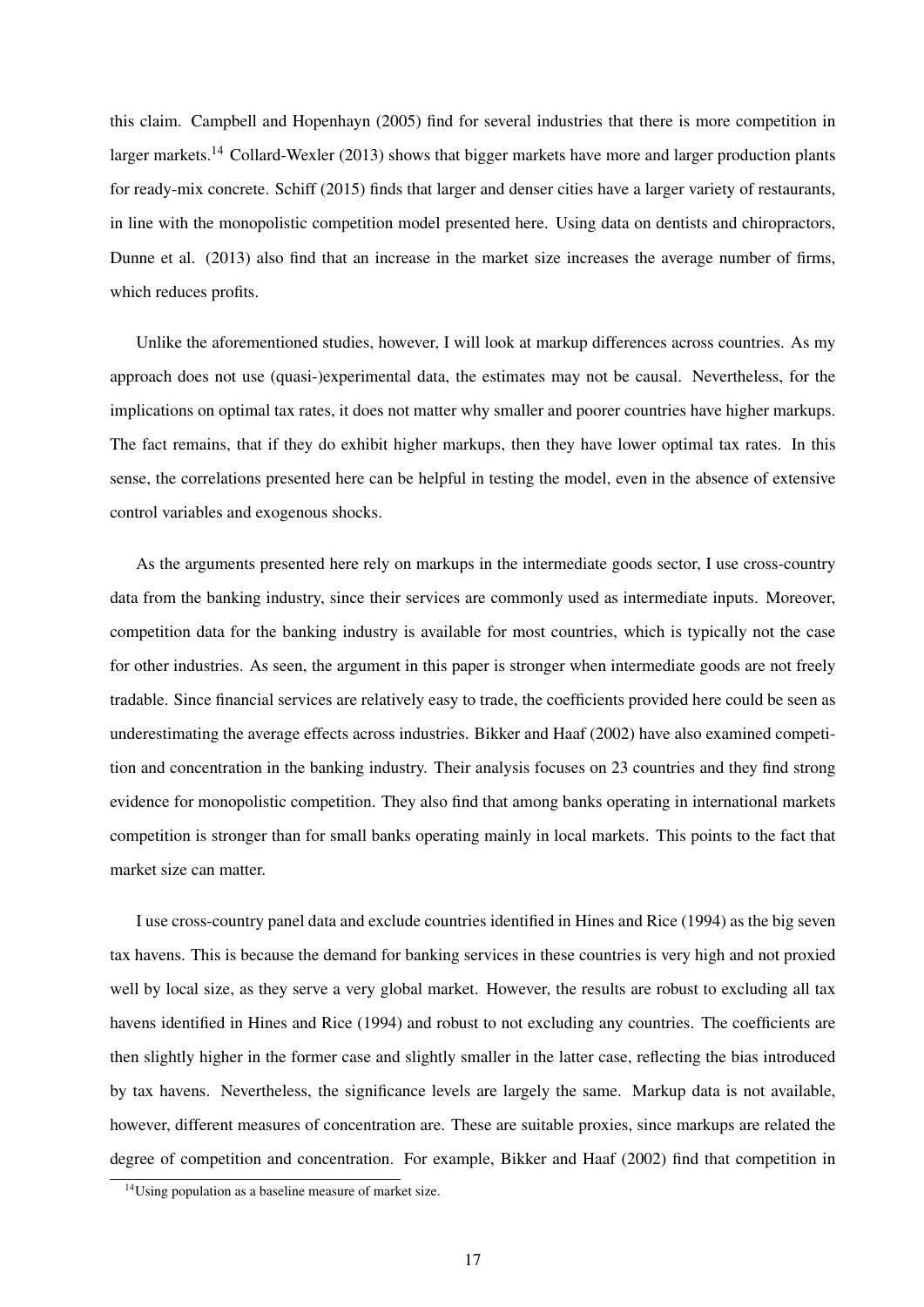this claim. Campbell and Hopenhayn (2005) find for several industries that there is more competition in larger markets.[14] Collard-Wexler (2013) shows that bigger markets have more and larger production plants for ready-mix concrete. Schiff (2015) finds that larger and denser cities have a larger variety of restaurants, in line with the monopolistic competition model presented here. Using data on dentists and chiropractors, Dunne et al. (2013) also find that an increase in the market size increases the average number of firms, which reduces profits.

Unlike the aforementioned studies, however, I will look at markup differences across countries. As my approach does not use (quasi-)experimental data, the estimates may not be causal. Nevertheless, for the implications on optimal tax rates, it does not matter why smaller and poorer countries have higher markups. The fact remains, that if they do exhibit higher markups, then they have lower optimal tax rates. In this sense, the correlations presented here can be helpful in testing the model, even in the absence of extensive control variables and exogenous shocks.

As the arguments presented here rely on markups in the intermediate goods sector, I use cross-country data from the banking industry, since their services are commonly used as intermediate inputs. Moreover, competition data for the banking industry is available for most countries, which is typically not the case for other industries. As seen, the argument in this paper is stronger when intermediate goods are not freely tradable. Since financial services are relatively easy to trade, the coefficients provided here could be seen as underestimating the average effects across industries. Bikker and Haaf (2002) have also examined competition and concentration in the banking industry. Their analysis focuses on 23 countries and they find strong evidence for monopolistic competition. They also find that among banks operating in international markets competition is stronger than for small banks operating mainly in local markets. This points to the fact that market size can matter.

I use cross-country panel data and exclude countries identified in Hines and Rice (1994) as the big seven tax havens. This is because the demand for banking services in these countries is very high and not proxied well by local size, as they serve a very global market. However, the results are robust to excluding all tax havens identified in Hines and Rice (1994) and robust to not excluding any countries. The coefficients are then slightly higher in the former case and slightly smaller in the latter case, reflecting the bias introduced by tax havens. Nevertheless, the significance levels are largely the same. Markup data is not available, however, different measures of concentration are. These are suitable proxies, since markups are related the degree of competition and concentration. For example, Bikker and Haaf (2002) find that competition in

[14] Using population as a baseline measure of market size.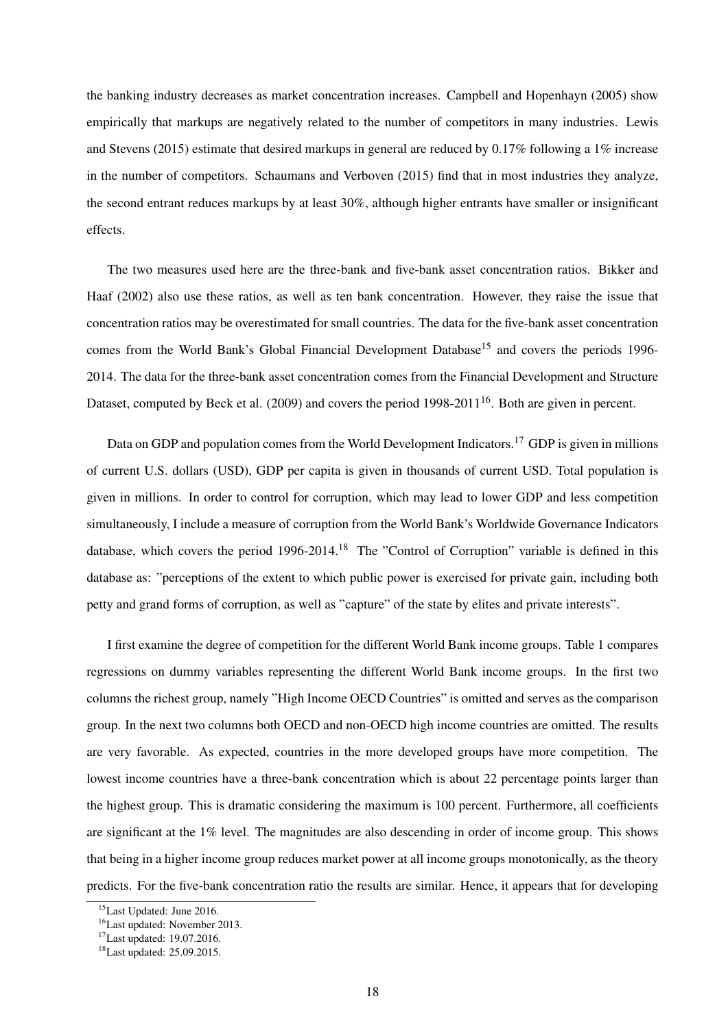the banking industry decreases as market concentration increases. Campbell and Hopenhayn (2005) show empirically that markups are negatively related to the number of competitors in many industries. Lewis and Stevens (2015) estimate that desired markups in general are reduced by 0.17% following a 1% increase in the number of competitors. Schaumans and Verboven (2015) find that in most industries they analyze, the second entrant reduces markups by at least 30%, although higher entrants have smaller or insignificant effects.

The two measures used here are the three-bank and five-bank asset concentration ratios. Bikker and Haaf (2002) also use these ratios, as well as ten bank concentration. However, they raise the issue that concentration ratios may be overestimated for small countries. The data for the five-bank asset concentration comes from the World Bank's Global Financial Development Database[15] and covers the periods 1996-2014. The data for the three-bank asset concentration comes from the Financial Development and Structure Dataset, computed by Beck et al. (2009) and covers the period 1998-2011[16]. Both are given in percent.

Data on GDP and population comes from the World Development Indicators.[17] GDP is given in millions of current U.S. dollars (USD), GDP per capita is given in thousands of current USD. Total population is given in millions. In order to control for corruption, which may lead to lower GDP and less competition simultaneously, I include a measure of corruption from the World Bank's Worldwide Governance Indicators database, which covers the period 1996-2014.[18] The "Control of Corruption" variable is defined in this database as: "perceptions of the extent to which public power is exercised for private gain, including both petty and grand forms of corruption, as well as "capture" of the state by elites and private interests".

I first examine the degree of competition for the different World Bank income groups. Table 1 compares regressions on dummy variables representing the different World Bank income groups. In the first two columns the richest group, namely "High Income OECD Countries" is omitted and serves as the comparison group. In the next two columns both OECD and non-OECD high income countries are omitted. The results are very favorable. As expected, countries in the more developed groups have more competition. The lowest income countries have a three-bank concentration which is about 22 percentage points larger than the highest group. This is dramatic considering the maximum is 100 percent. Furthermore, all coefficients are significant at the 1% level. The magnitudes are also descending in order of income group. This shows that being in a higher income group reduces market power at all income groups monotonically, as the theory predicts. For the five-bank concentration ratio the results are similar. Hence, it appears that for developing

[15] Last Updated: June 2016.

[16] Last updated: November 2013.

[17] Last updated: 19.07.2016.

[18] Last updated: 25.09.2015.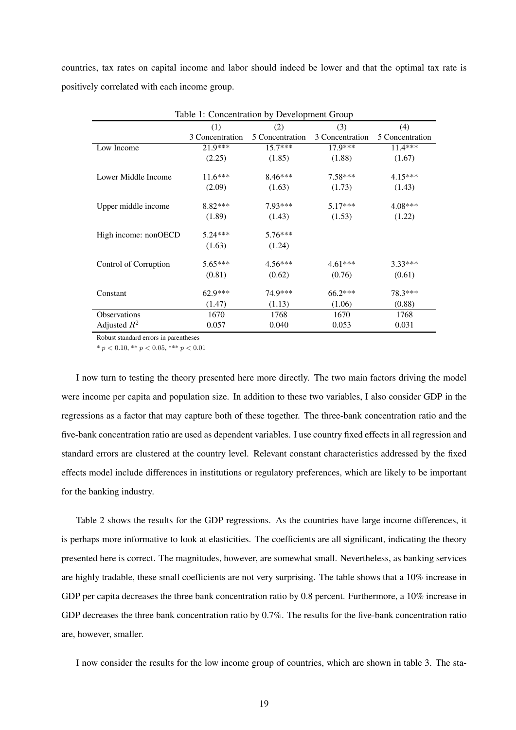countries, tax rates on capital income and labor should indeed be lower and that the optimal tax rate is positively correlated with each income group.

Table 1: Concentration by Development Group

| | (1) | (2) | (3) | (4) |
|---|---|---|---|---|
| | 3 Concentration | 5 Concentration | 3 Concentration | 5 Concentration |
| Low Income | 21.9*** | 15.7*** | 17.9*** | 11.4*** |
| | (2.25) | (1.85) | (1.88) | (1.67) |
| Lower Middle Income | 11.6*** | 8.46*** | 7.58*** | 4.15*** |
| | (2.09) | (1.63) | (1.73) | (1.43) |
| Upper middle income | 8.82*** | 7.93*** | 5.17*** | 4.08*** |
| | (1.89) | (1.43) | (1.53) | (1.22) |
| High income: nonOECD | 5.24*** | 5.76*** | | |
| | (1.63) | (1.24) | | |
| Control of Corruption | 5.65*** | 4.56*** | 4.61*** | 3.33*** |
| | (0.81) | (0.62) | (0.76) | (0.61) |
| Constant | 62.9*** | 74.9*** | 66.2*** | 78.3*** |
| | (1.47) | (1.13) | (1.06) | (0.88) |
| Observations | 1670 | 1768 | 1670 | 1768 |
| Adjusted $R^2$ | 0.057 | 0.040 | 0.053 | 0.031 |

Robust standard errors in parentheses

* $p < 0.10$, ** $p < 0.05$, *** $p < 0.01$

I now turn to testing the theory presented here more directly. The two main factors driving the model were income per capita and population size. In addition to these two variables, I also consider GDP in the regressions as a factor that may capture both of these together. The three-bank concentration ratio and the five-bank concentration ratio are used as dependent variables. I use country fixed effects in all regression and standard errors are clustered at the country level. Relevant constant characteristics addressed by the fixed effects model include differences in institutions or regulatory preferences, which are likely to be important for the banking industry.

Table 2 shows the results for the GDP regressions. As the countries have large income differences, it is perhaps more informative to look at elasticities. The coefficients are all significant, indicating the theory presented here is correct. The magnitudes, however, are somewhat small. Nevertheless, as banking services are highly tradable, these small coefficients are not very surprising. The table shows that a 10% increase in GDP per capita decreases the three bank concentration ratio by 0.8 percent. Furthermore, a 10% increase in GDP decreases the three bank concentration ratio by 0.7%. The results for the five-bank concentration ratio are, however, smaller.

I now consider the results for the low income group of countries, which are shown in table 3. The sta-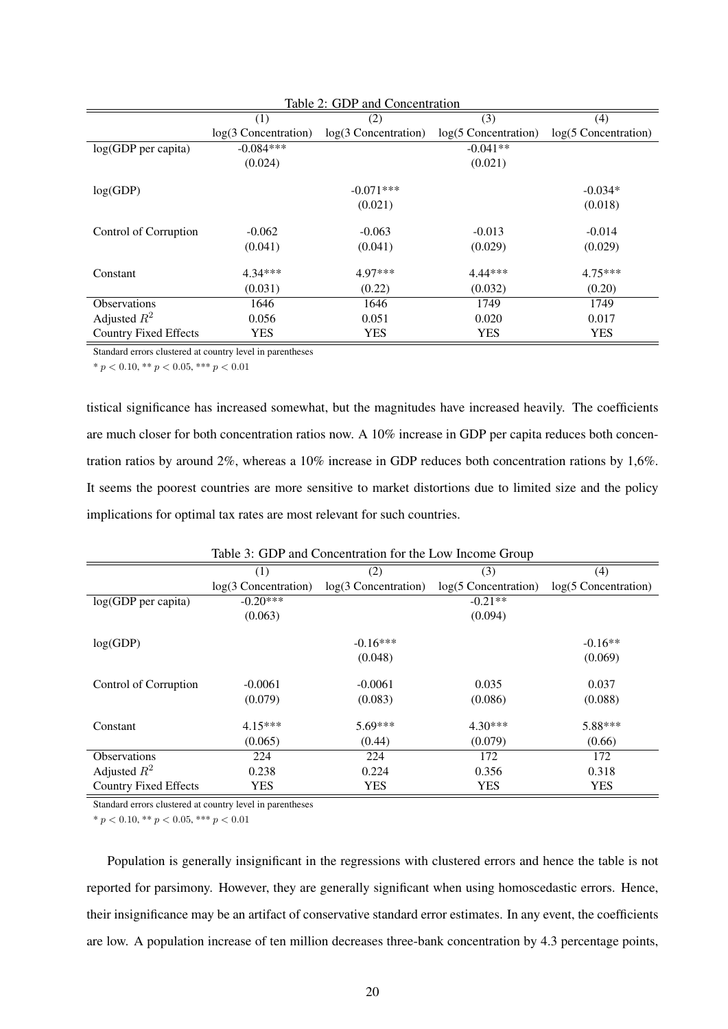Table 2: GDP and Concentration

| | (1) | (2) | (3) | (4) |
|---|---|---|---|---|
| | log(3 Concentration) | log(3 Concentration) | log(5 Concentration) | log(5 Concentration) |
| log(GDP per capita) | -0.084*** | | -0.041** | |
| | (0.024) | | (0.021) | |
| log(GDP) | | -0.071*** | | -0.034* |
| | | (0.021) | | (0.018) |
| Control of Corruption | -0.062 | -0.063 | -0.013 | -0.014 |
| | (0.041) | (0.041) | (0.029) | (0.029) |
| Constant | 4.34*** | 4.97*** | 4.44*** | 4.75*** |
| | (0.031) | (0.22) | (0.032) | (0.20) |
| Observations | 1646 | 1646 | 1749 | 1749 |
| Adjusted $R^2$ | 0.056 | 0.051 | 0.020 | 0.017 |
| Country Fixed Effects | YES | YES | YES | YES |

Standard errors clustered at country level in parentheses

* $p < 0.10$, ** $p < 0.05$, *** $p < 0.01$

tistical significance has increased somewhat, but the magnitudes have increased heavily. The coefficients are much closer for both concentration ratios now. A 10% increase in GDP per capita reduces both concentration ratios by around 2%, whereas a 10% increase in GDP reduces both concentration rations by 1,6%. It seems the poorest countries are more sensitive to market distortions due to limited size and the policy implications for optimal tax rates are most relevant for such countries.

Table 3: GDP and Concentration for the Low Income Group

| | (1) | (2) | (3) | (4) |
|---|---|---|---|---|
| | log(3 Concentration) | log(3 Concentration) | log(5 Concentration) | log(5 Concentration) |
| log(GDP per capita) | -0.20*** | | -0.21** | |
| | (0.063) | | (0.094) | |
| log(GDP) | | -0.16*** | | -0.16** |
| | | (0.048) | | (0.069) |
| Control of Corruption | -0.0061 | -0.0061 | 0.035 | 0.037 |
| | (0.079) | (0.083) | (0.086) | (0.088) |
| Constant | 4.15*** | 5.69*** | 4.30*** | 5.88*** |
| | (0.065) | (0.44) | (0.079) | (0.66) |
| Observations | 224 | 224 | 172 | 172 |
| Adjusted $R^2$ | 0.238 | 0.224 | 0.356 | 0.318 |
| Country Fixed Effects | YES | YES | YES | YES |

Standard errors clustered at country level in parentheses

* $p < 0.10$, ** $p < 0.05$, *** $p < 0.01$

Population is generally insignificant in the regressions with clustered errors and hence the table is not reported for parsimony. However, they are generally significant when using homoscedastic errors. Hence, their insignificance may be an artifact of conservative standard error estimates. In any event, the coefficients are low. A population increase of ten million decreases three-bank concentration by 4.3 percentage points,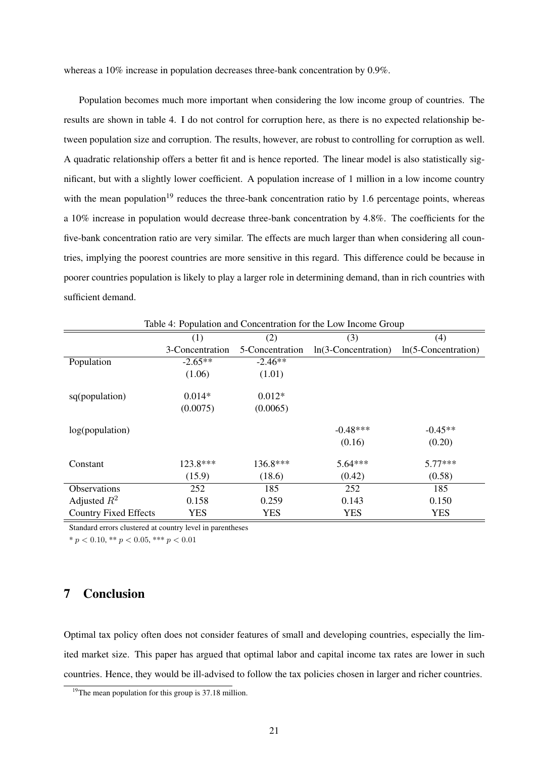whereas a 10% increase in population decreases three-bank concentration by 0.9%.

Population becomes much more important when considering the low income group of countries. The results are shown in table 4. I do not control for corruption here, as there is no expected relationship between population size and corruption. The results, however, are robust to controlling for corruption as well. A quadratic relationship offers a better fit and is hence reported. The linear model is also statistically significant, but with a slightly lower coefficient. A population increase of 1 million in a low income country with the mean population[19] reduces the three-bank concentration ratio by 1.6 percentage points, whereas a 10% increase in population would decrease three-bank concentration by 4.8%. The coefficients for the five-bank concentration ratio are very similar. The effects are much larger than when considering all countries, implying the poorest countries are more sensitive in this regard. This difference could be because in poorer countries population is likely to play a larger role in determining demand, than in rich countries with sufficient demand.

Table 4: Population and Concentration for the Low Income Group

| | (1) | (2) | (3) | (4) |
|---|---|---|---|---|
| | 3-Concentration | 5-Concentration | ln(3-Concentration) | ln(5-Concentration) |
| Population | -2.65** | -2.46** | | |
| | (1.06) | (1.01) | | |
| sq(population) | 0.014* | 0.012* | | |
| | (0.0075) | (0.0065) | | |
| log(population) | | | -0.48*** | -0.45** |
| | | | (0.16) | (0.20) |
| Constant | 123.8*** | 136.8*** | 5.64*** | 5.77*** |
| | (15.9) | (18.6) | (0.42) | (0.58) |
| Observations | 252 | 185 | 252 | 185 |
| Adjusted $R^2$ | 0.158 | 0.259 | 0.143 | 0.150 |
| Country Fixed Effects | YES | YES | YES | YES |

Standard errors clustered at country level in parentheses

* $p < 0.10$, ** $p < 0.05$, *** $p < 0.01$

## 7 Conclusion

Optimal tax policy often does not consider features of small and developing countries, especially the limited market size. This paper has argued that optimal labor and capital income tax rates are lower in such countries. Hence, they would be ill-advised to follow the tax policies chosen in larger and richer countries.

[19]The mean population for this group is 37.18 million.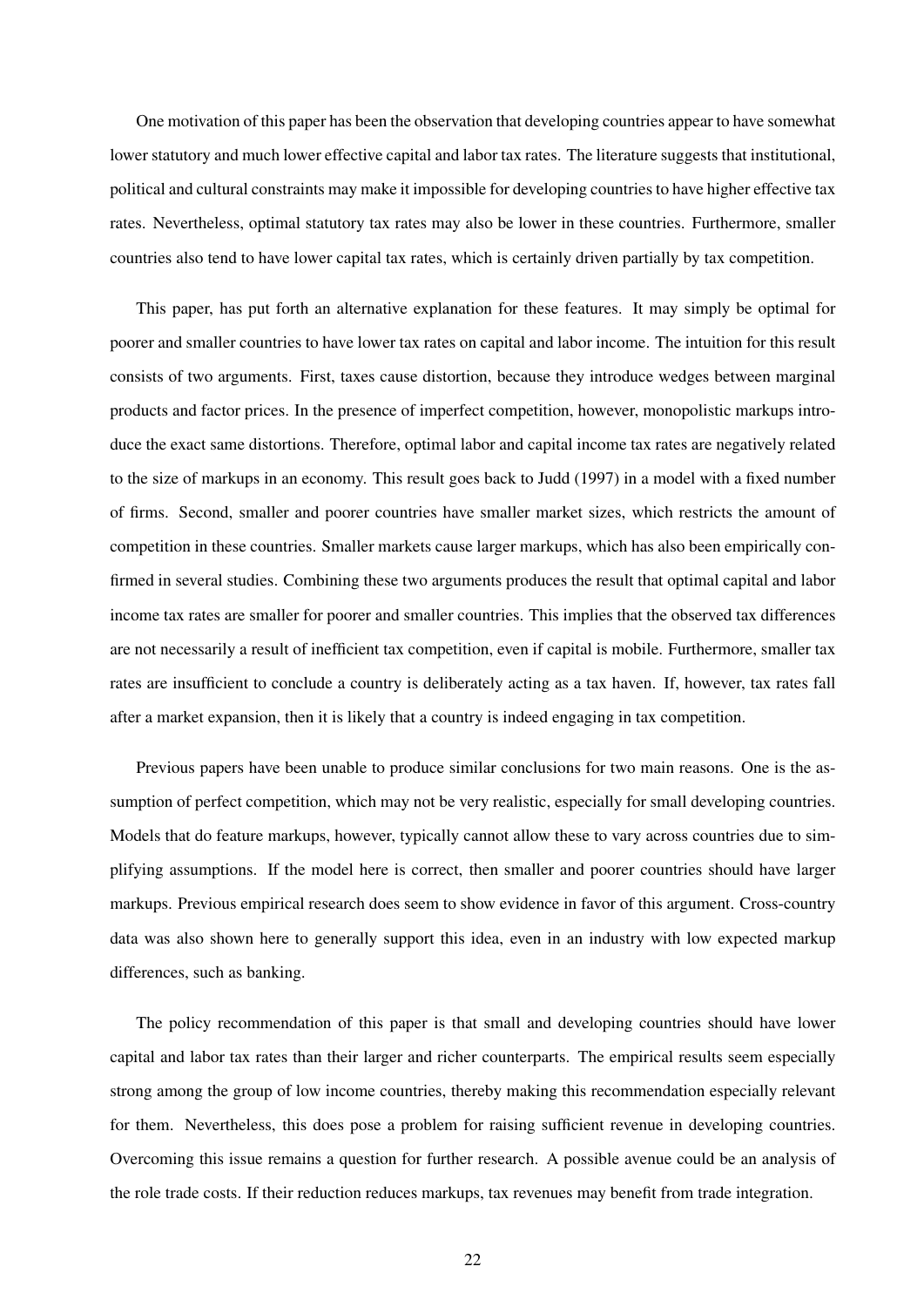One motivation of this paper has been the observation that developing countries appear to have somewhat lower statutory and much lower effective capital and labor tax rates. The literature suggests that institutional, political and cultural constraints may make it impossible for developing countries to have higher effective tax rates. Nevertheless, optimal statutory tax rates may also be lower in these countries. Furthermore, smaller countries also tend to have lower capital tax rates, which is certainly driven partially by tax competition.

This paper, has put forth an alternative explanation for these features. It may simply be optimal for poorer and smaller countries to have lower tax rates on capital and labor income. The intuition for this result consists of two arguments. First, taxes cause distortion, because they introduce wedges between marginal products and factor prices. In the presence of imperfect competition, however, monopolistic markups introduce the exact same distortions. Therefore, optimal labor and capital income tax rates are negatively related to the size of markups in an economy. This result goes back to Judd (1997) in a model with a fixed number of firms. Second, smaller and poorer countries have smaller market sizes, which restricts the amount of competition in these countries. Smaller markets cause larger markups, which has also been empirically confirmed in several studies. Combining these two arguments produces the result that optimal capital and labor income tax rates are smaller for poorer and smaller countries. This implies that the observed tax differences are not necessarily a result of inefficient tax competition, even if capital is mobile. Furthermore, smaller tax rates are insufficient to conclude a country is deliberately acting as a tax haven. If, however, tax rates fall after a market expansion, then it is likely that a country is indeed engaging in tax competition.

Previous papers have been unable to produce similar conclusions for two main reasons. One is the assumption of perfect competition, which may not be very realistic, especially for small developing countries. Models that do feature markups, however, typically cannot allow these to vary across countries due to simplifying assumptions. If the model here is correct, then smaller and poorer countries should have larger markups. Previous empirical research does seem to show evidence in favor of this argument. Cross-country data was also shown here to generally support this idea, even in an industry with low expected markup differences, such as banking.

The policy recommendation of this paper is that small and developing countries should have lower capital and labor tax rates than their larger and richer counterparts. The empirical results seem especially strong among the group of low income countries, thereby making this recommendation especially relevant for them. Nevertheless, this does pose a problem for raising sufficient revenue in developing countries. Overcoming this issue remains a question for further research. A possible avenue could be an analysis of the role trade costs. If their reduction reduces markups, tax revenues may benefit from trade integration.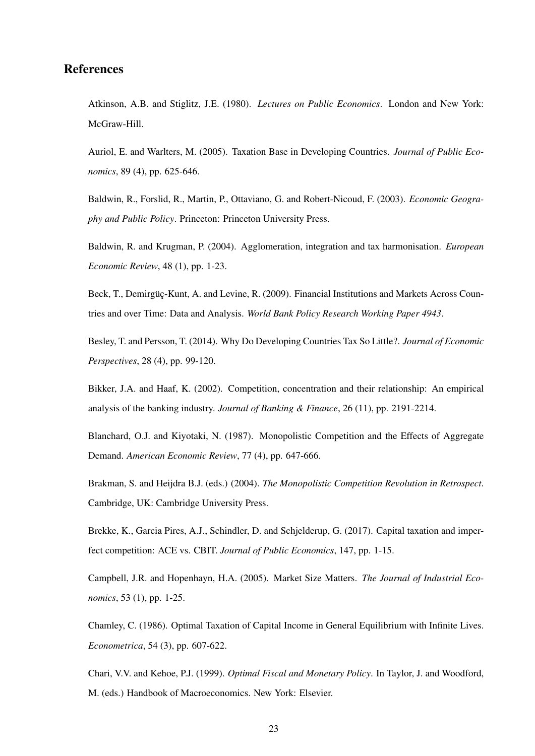# References

Atkinson, A.B. and Stiglitz, J.E. (1980). *Lectures on Public Economics*. London and New York: McGraw-Hill.

Auriol, E. and Warlters, M. (2005). Taxation Base in Developing Countries. *Journal of Public Economics*, 89 (4), pp. 625-646.

Baldwin, R., Forslid, R., Martin, P., Ottaviano, G. and Robert-Nicoud, F. (2003). *Economic Geography and Public Policy*. Princeton: Princeton University Press.

Baldwin, R. and Krugman, P. (2004). Agglomeration, integration and tax harmonisation. *European Economic Review*, 48 (1), pp. 1-23.

Beck, T., Demirgüç-Kunt, A. and Levine, R. (2009). Financial Institutions and Markets Across Countries and over Time: Data and Analysis. *World Bank Policy Research Working Paper 4943*.

Besley, T. and Persson, T. (2014). Why Do Developing Countries Tax So Little?. *Journal of Economic Perspectives*, 28 (4), pp. 99-120.

Bikker, J.A. and Haaf, K. (2002). Competition, concentration and their relationship: An empirical analysis of the banking industry. *Journal of Banking & Finance*, 26 (11), pp. 2191-2214.

Blanchard, O.J. and Kiyotaki, N. (1987). Monopolistic Competition and the Effects of Aggregate Demand. *American Economic Review*, 77 (4), pp. 647-666.

Brakman, S. and Heijdra B.J. (eds.) (2004). *The Monopolistic Competition Revolution in Retrospect*. Cambridge, UK: Cambridge University Press.

Brekke, K., Garcia Pires, A.J., Schindler, D. and Schjelderup, G. (2017). Capital taxation and imperfect competition: ACE vs. CBIT. *Journal of Public Economics*, 147, pp. 1-15.

Campbell, J.R. and Hopenhayn, H.A. (2005). Market Size Matters. *The Journal of Industrial Economics*, 53 (1), pp. 1-25.

Chamley, C. (1986). Optimal Taxation of Capital Income in General Equilibrium with Infinite Lives. *Econometrica*, 54 (3), pp. 607-622.

Chari, V.V. and Kehoe, P.J. (1999). *Optimal Fiscal and Monetary Policy*. In Taylor, J. and Woodford, M. (eds.) Handbook of Macroeconomics. New York: Elsevier.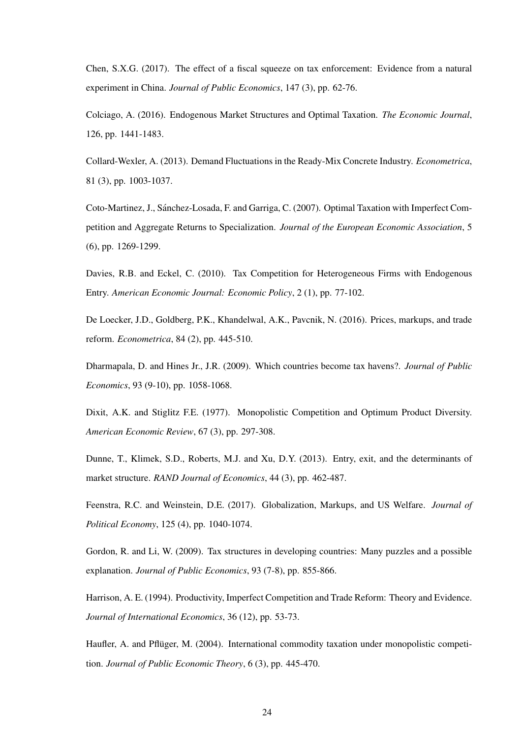Chen, S.X.G. (2017). The effect of a fiscal squeeze on tax enforcement: Evidence from a natural experiment in China. *Journal of Public Economics*, 147 (3), pp. 62-76.

Colciago, A. (2016). Endogenous Market Structures and Optimal Taxation. *The Economic Journal*, 126, pp. 1441-1483.

Collard-Wexler, A. (2013). Demand Fluctuations in the Ready-Mix Concrete Industry. *Econometrica*, 81 (3), pp. 1003-1037.

Coto-Martinez, J., Sánchez-Losada, F. and Garriga, C. (2007). Optimal Taxation with Imperfect Competition and Aggregate Returns to Specialization. *Journal of the European Economic Association*, 5 (6), pp. 1269-1299.

Davies, R.B. and Eckel, C. (2010). Tax Competition for Heterogeneous Firms with Endogenous Entry. *American Economic Journal: Economic Policy*, 2 (1), pp. 77-102.

De Loecker, J.D., Goldberg, P.K., Khandelwal, A.K., Pavcnik, N. (2016). Prices, markups, and trade reform. *Econometrica*, 84 (2), pp. 445-510.

Dharmapala, D. and Hines Jr., J.R. (2009). Which countries become tax havens?. *Journal of Public Economics*, 93 (9-10), pp. 1058-1068.

Dixit, A.K. and Stiglitz F.E. (1977). Monopolistic Competition and Optimum Product Diversity. *American Economic Review*, 67 (3), pp. 297-308.

Dunne, T., Klimek, S.D., Roberts, M.J. and Xu, D.Y. (2013). Entry, exit, and the determinants of market structure. *RAND Journal of Economics*, 44 (3), pp. 462-487.

Feenstra, R.C. and Weinstein, D.E. (2017). Globalization, Markups, and US Welfare. *Journal of Political Economy*, 125 (4), pp. 1040-1074.

Gordon, R. and Li, W. (2009). Tax structures in developing countries: Many puzzles and a possible explanation. *Journal of Public Economics*, 93 (7-8), pp. 855-866.

Harrison, A. E. (1994). Productivity, Imperfect Competition and Trade Reform: Theory and Evidence. *Journal of International Economics*, 36 (12), pp. 53-73.

Haufler, A. and Pflüger, M. (2004). International commodity taxation under monopolistic competition. *Journal of Public Economic Theory*, 6 (3), pp. 445-470.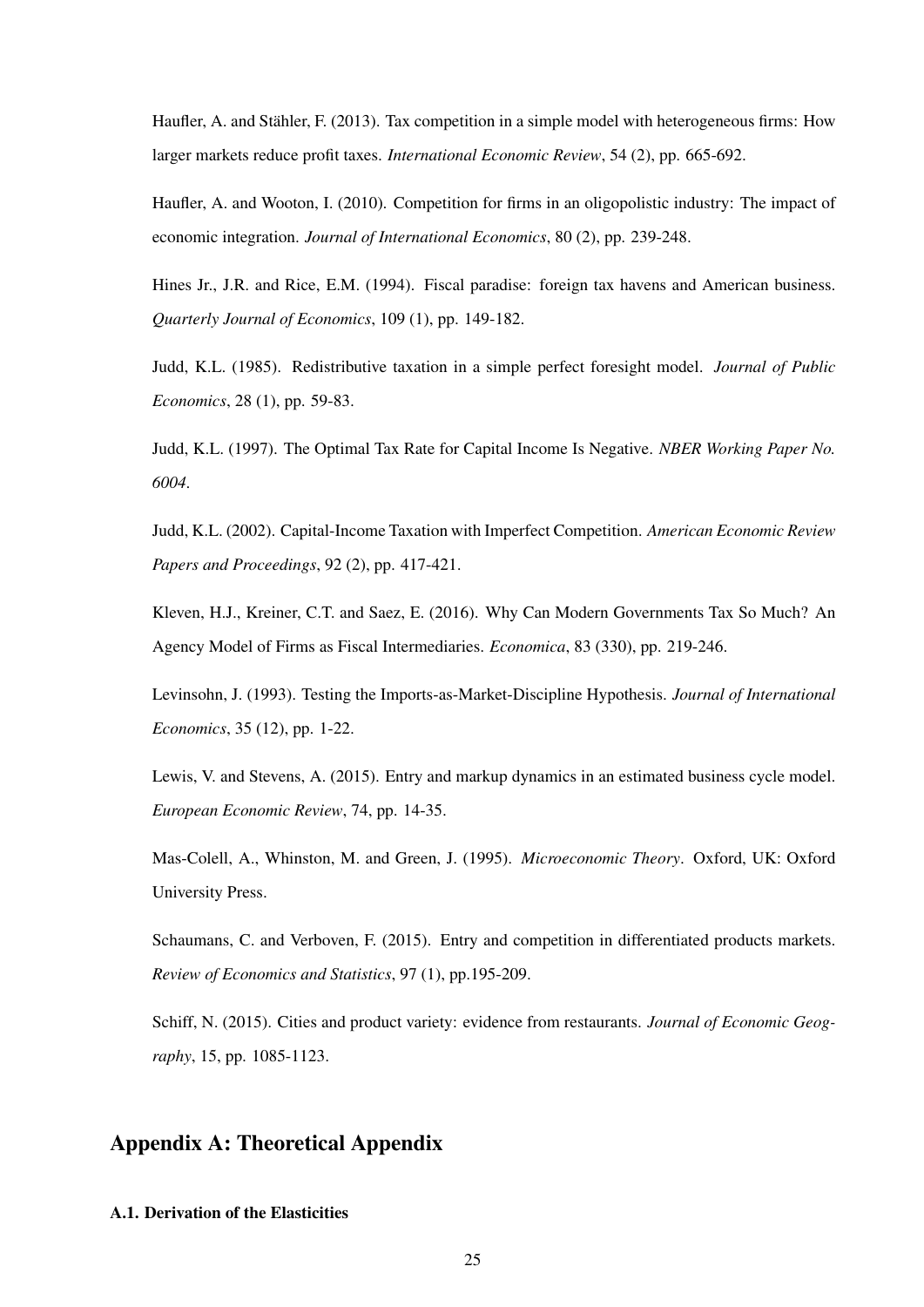Haufler, A. and Stähler, F. (2013). Tax competition in a simple model with heterogeneous firms: How larger markets reduce profit taxes. *International Economic Review*, 54 (2), pp. 665-692.

Haufler, A. and Wooton, I. (2010). Competition for firms in an oligopolistic industry: The impact of economic integration. *Journal of International Economics*, 80 (2), pp. 239-248.

Hines Jr., J.R. and Rice, E.M. (1994). Fiscal paradise: foreign tax havens and American business. *Quarterly Journal of Economics*, 109 (1), pp. 149-182.

Judd, K.L. (1985). Redistributive taxation in a simple perfect foresight model. *Journal of Public Economics*, 28 (1), pp. 59-83.

Judd, K.L. (1997). The Optimal Tax Rate for Capital Income Is Negative. *NBER Working Paper No. 6004*.

Judd, K.L. (2002). Capital-Income Taxation with Imperfect Competition. *American Economic Review Papers and Proceedings*, 92 (2), pp. 417-421.

Kleven, H.J., Kreiner, C.T. and Saez, E. (2016). Why Can Modern Governments Tax So Much? An Agency Model of Firms as Fiscal Intermediaries. *Economica*, 83 (330), pp. 219-246.

Levinsohn, J. (1993). Testing the Imports-as-Market-Discipline Hypothesis. *Journal of International Economics*, 35 (12), pp. 1-22.

Lewis, V. and Stevens, A. (2015). Entry and markup dynamics in an estimated business cycle model. *European Economic Review*, 74, pp. 14-35.

Mas-Colell, A., Whinston, M. and Green, J. (1995). *Microeconomic Theory*. Oxford, UK: Oxford University Press.

Schaumans, C. and Verboven, F. (2015). Entry and competition in differentiated products markets. *Review of Economics and Statistics*, 97 (1), pp.195-209.

Schiff, N. (2015). Cities and product variety: evidence from restaurants. *Journal of Economic Geography*, 15, pp. 1085-1123.

## Appendix A: Theoretical Appendix

#### A.1. Derivation of the Elasticities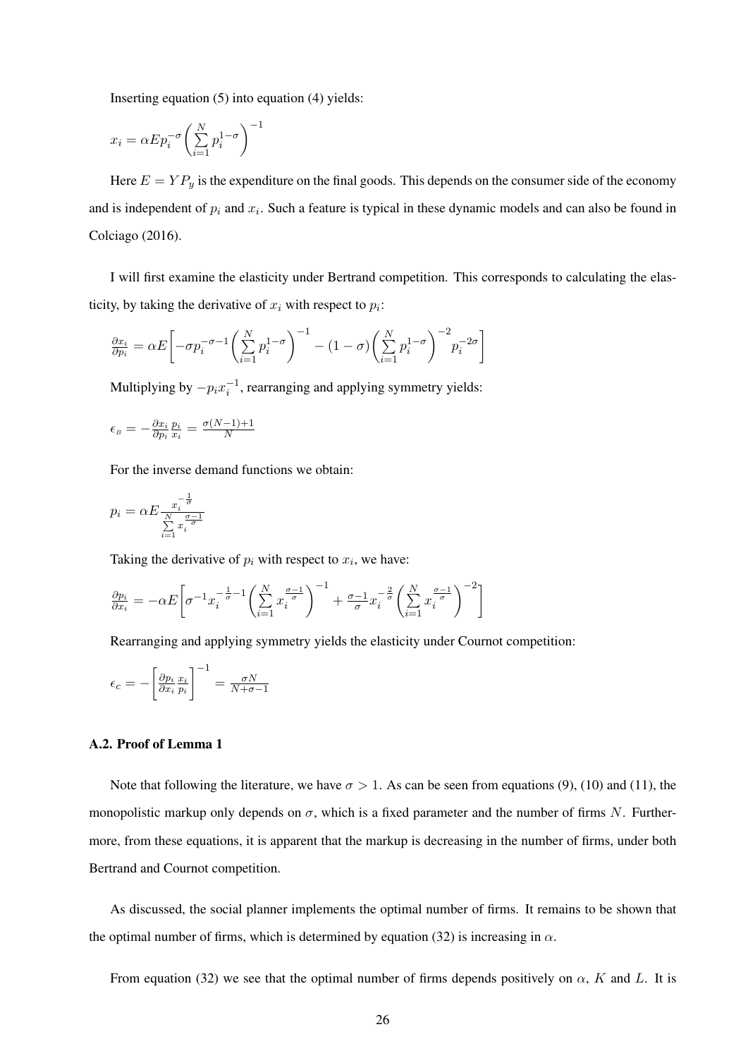Inserting equation (5) into equation (4) yields:

$$x_i = \alpha E p_i^{-\sigma} \left( \sum_{i=1}^{N} p_i^{1-\sigma} \right)^{-1}$$

Here $E = YP_y$ is the expenditure on the final goods. This depends on the consumer side of the economy and is independent of $p_i$ and $x_i$. Such a feature is typical in these dynamic models and can also be found in Colciago (2016).

I will first examine the elasticity under Bertrand competition. This corresponds to calculating the elasticity, by taking the derivative of $x_i$ with respect to $p_i$:

$$\frac{\partial x_i}{\partial p_i} = \alpha E \left[ -\sigma p_i^{-\sigma-1} \left( \sum_{i=1}^{N} p_i^{1-\sigma} \right)^{-1} - (1-\sigma) \left( \sum_{i=1}^{N} p_i^{1-\sigma} \right)^{-2} p_i^{-2\sigma} \right]$$

Multiplying by $-p_i x_i^{-1}$, rearranging and applying symmetry yields:

$$\epsilon_B = -\frac{\partial x_i}{\partial p_i} \frac{p_i}{x_i} = \frac{\sigma(N-1)+1}{N}$$

For the inverse demand functions we obtain:

$$p_i = \alpha E \frac{x_i^{-\frac{1}{\sigma}}}{\sum_{i=1}^{N} x_i^{\frac{\sigma-1}{\sigma}}}$$

Taking the derivative of $p_i$ with respect to $x_i$, we have:

$$\frac{\partial p_i}{\partial x_i} = -\alpha E \left[ \sigma^{-1} x_i^{-\frac{1}{\sigma}-1} \left( \sum_{i=1}^{N} x_i^{\frac{\sigma-1}{\sigma}} \right)^{-1} + \frac{\sigma-1}{\sigma} x_i^{-\frac{2}{\sigma}} \left( \sum_{i=1}^{N} x_i^{\frac{\sigma-1}{\sigma}} \right)^{-2} \right]$$

Rearranging and applying symmetry yields the elasticity under Cournot competition:

$$\epsilon_C = -\left[ \frac{\partial p_i}{\partial x_i} \frac{x_i}{p_i} \right]^{-1} = \frac{\sigma N}{N+\sigma-1}$$

### A.2. Proof of Lemma 1

Note that following the literature, we have $\sigma > 1$. As can be seen from equations (9), (10) and (11), the monopolistic markup only depends on $\sigma$, which is a fixed parameter and the number of firms $N$. Furthermore, from these equations, it is apparent that the markup is decreasing in the number of firms, under both Bertrand and Cournot competition.

As discussed, the social planner implements the optimal number of firms. It remains to be shown that the optimal number of firms, which is determined by equation (32) is increasing in $\alpha$.

From equation (32) we see that the optimal number of firms depends positively on $\alpha$, $K$ and $L$. It is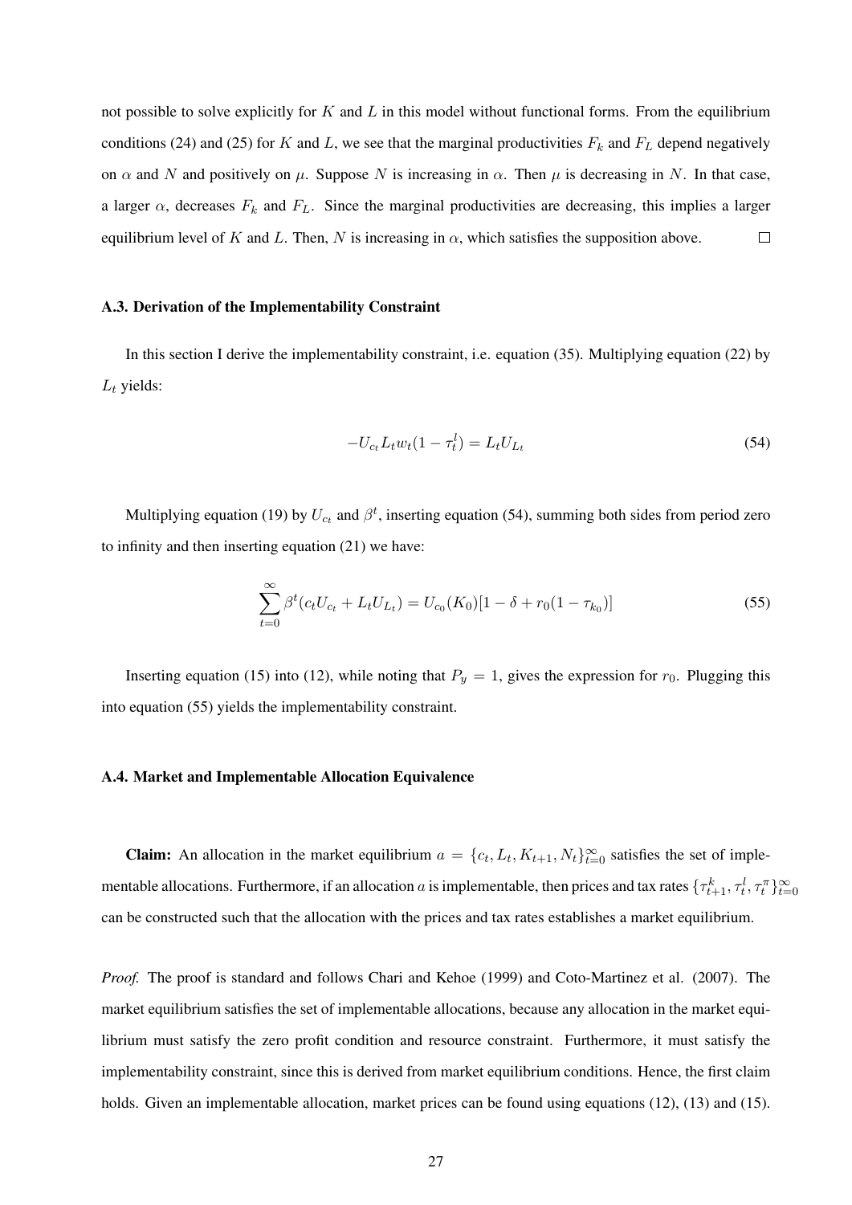not possible to solve explicitly for $K$ and $L$ in this model without functional forms. From the equilibrium conditions (24) and (25) for $K$ and $L$, we see that the marginal productivities $F_k$ and $F_L$ depend negatively on $\alpha$ and $N$ and positively on $\mu$. Suppose $N$ is increasing in $\alpha$. Then $\mu$ is decreasing in $N$. In that case, a larger $\alpha$, decreases $F_k$ and $F_L$. Since the marginal productivities are decreasing, this implies a larger equilibrium level of $K$ and $L$. Then, $N$ is increasing in $\alpha$, which satisfies the supposition above. □

#### A.3. Derivation of the Implementability Constraint

In this section I derive the implementability constraint, i.e. equation (35). Multiplying equation (22) by $L_t$ yields:

$$-U_{c_t} L_t w_t (1 - \tau_t^l) = L_t U_{L_t} \tag{54}$$

Multiplying equation (19) by $U_{c_t}$ and $\beta^t$, inserting equation (54), summing both sides from period zero to infinity and then inserting equation (21) we have:

$$\sum_{t=0}^{\infty} \beta^t (c_t U_{c_t} + L_t U_{L_t}) = U_{c_0}(K_0)[1 - \delta + r_0(1 - \tau_{k_0})] \tag{55}$$

Inserting equation (15) into (12), while noting that $P_y = 1$, gives the expression for $r_0$. Plugging this into equation (55) yields the implementability constraint.

#### A.4. Market and Implementable Allocation Equivalence

**Claim:** An allocation in the market equilibrium $a = \{c_t, L_t, K_{t+1}, N_t\}_{t=0}^{\infty}$ satisfies the set of implementable allocations. Furthermore, if an allocation $a$ is implementable, then prices and tax rates $\{\tau_{t+1}^k, \tau_t^l, \tau_t^\pi\}_{t=0}^{\infty}$ can be constructed such that the allocation with the prices and tax rates establishes a market equilibrium.

*Proof.* The proof is standard and follows Chari and Kehoe (1999) and Coto-Martinez et al. (2007). The market equilibrium satisfies the set of implementable allocations, because any allocation in the market equilibrium must satisfy the zero profit condition and resource constraint. Furthermore, it must satisfy the implementability constraint, since this is derived from market equilibrium conditions. Hence, the first claim holds. Given an implementable allocation, market prices can be found using equations (12), (13) and (15).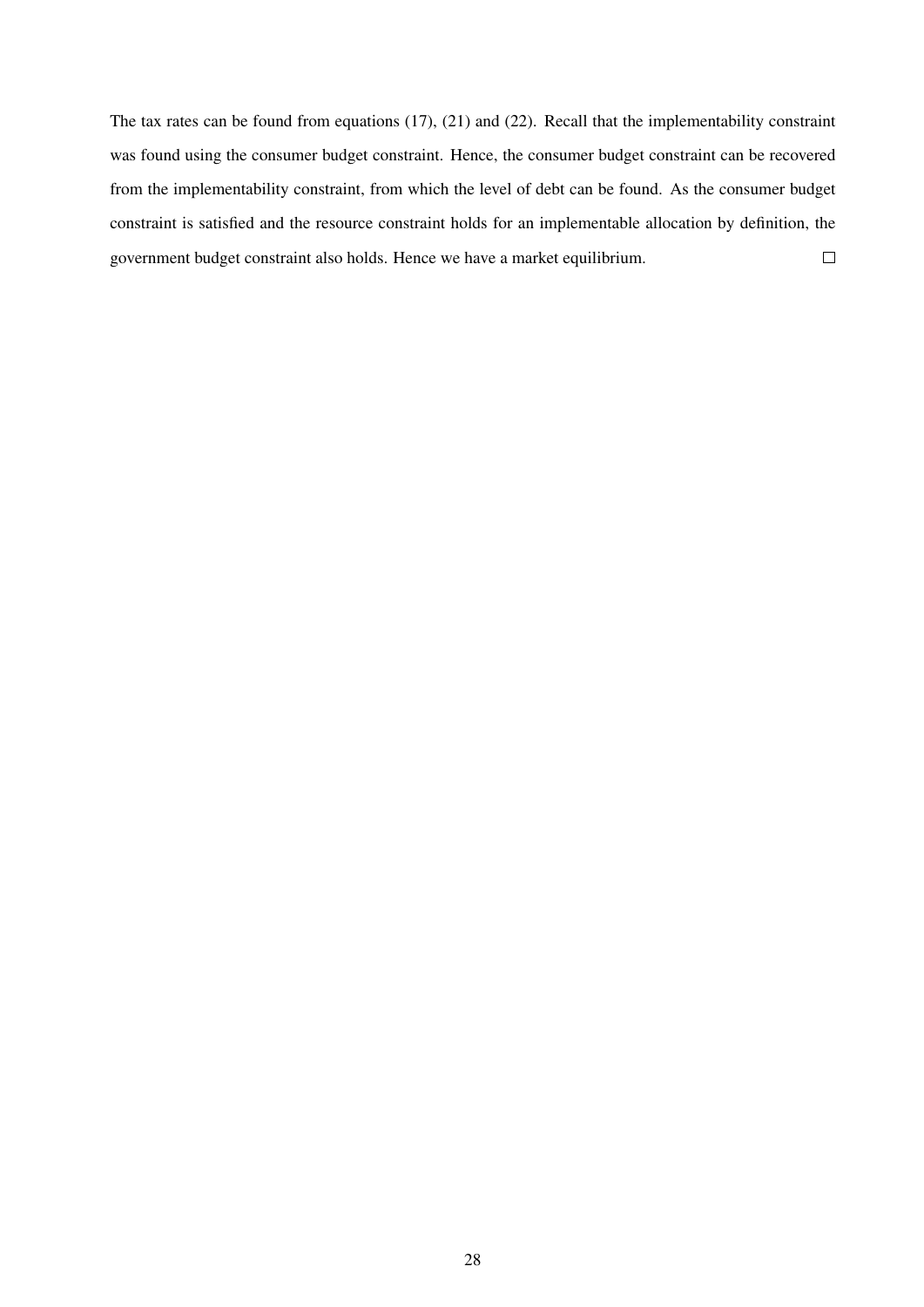The tax rates can be found from equations (17), (21) and (22). Recall that the implementability constraint was found using the consumer budget constraint. Hence, the consumer budget constraint can be recovered from the implementability constraint, from which the level of debt can be found. As the consumer budget constraint is satisfied and the resource constraint holds for an implementable allocation by definition, the government budget constraint also holds. Hence we have a market equilibrium. □